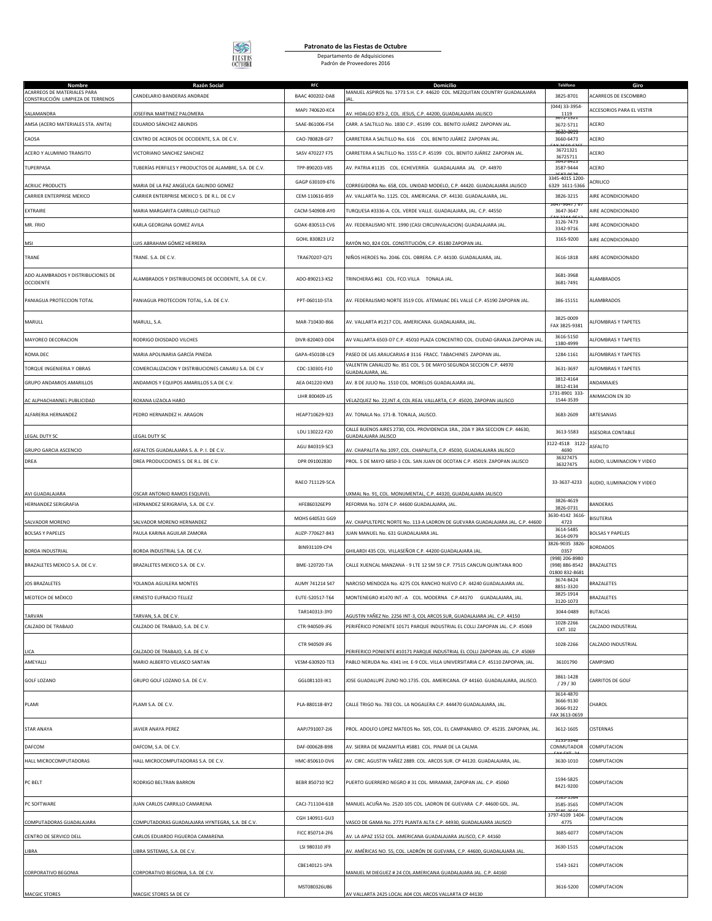**Patronato de las Fiestas de Octubre**

Departamento de Adquisiciones
Padrón de Proveedores 2016

| Nombre | Razón Social | RFC | Domicilio | Teléfono | Giro |
|---|---|---|---|---|---|
| ACARREOS DE MATERIALES PARA CONSTRUCCIÓN LIMPIEZA DE TERRENOS | CANDELARIO BANDERAS ANDRADE | BAAC 400202-DA8 | MANUEL ASPIROS No. 1773 S.H. C.P. 44620 COL. MEZQUITAN COUNTRY GUADALAJARA JAL. | 3825-8701 | ACARREOS DE ESCOMBRO |
| SALAMANDRA | JOSEFINA MARTINEZ PALOMERA | MAPJ 740620-KC4 | AV. HIDALGO 873-2, COL. JESUS, C.P. 44200, GUADALAJARA JALISCO | (044) 33-3954-1119 | ACCESORIOS PARA EL VESTIR |
| AMSA (ACERO MATERIALES STA. ANITA) | EDUARDO SÁNCHEZ ABUNDIS | SAAE-861006-F54 | CARR. A SALTILLO No. 1830 C.P.. 45199 COL. BENITO JUÁREZ ZAPOPAN JAL. | 3672-5711 | ACERO |
| CAOSA | CENTRO DE ACEROS DE OCCIDENTE, S.A. DE C.V. | CAO-780828-GF7 | CARRETERA A SALTILLO No. 616 COL. BENITO JUÁREZ ZAPOPAN JAL. | 3660-6473 | ACERO |
| ACERO Y ALUMINIO TRANSITO | VICTORIANO SANCHEZ SANCHEZ | SASV 470227 F75 | CARRETERA A SALTILLO No. 1555 C.P. 45199 COL. BENITO JUÁREZ ZAPOPAN JAL. | 36721321 36725711 | ACERO |
| TUPERPASA | TUBERÍAS PERFILES Y PRODUCTOS DE ALAMBRE, S.A. DE C.V. | TPP-890203-V85 | AV. PATRIA #1135 COL. ECHEVERRÍA GUADALAJARA JAL CP. 44970 | 3587-9444 | ACERO |
| ACRILIC PRODUCTS | MARIA DE LA PAZ ANGELICA GALINDO GOMEZ | GAGP 630109-6T6 | CORREGIDORA No. 658, COL. UNIDAD MODELO, C.P. 44420. GUADALAJARA JALISCO | 3345-4015 1200-6329 1611-5366 | ACRILICO |
| CARRIER ENTERPRISE MEXICO | CARRIER ENTERPRISE MEXICO S. DE R.L. DE C.V | CEM-110616-B59 | AV. VALLARTA No. 1125. COL. AMERICANA. CP 44130. GUADALAJARA, JAL. | 3826-3215 | AIRE ACONDICIONADO |
| EXTRAIRE | MARIA MARGARITA CARRILLO CASTILLO | CACM-540908-AY0 | TURQUESA #3336-A. COL. VERDE VALLE. GUADALAJARA, JAL. C.P. 44550 | 3647-3647 | AIRE ACONDICIONADO |
| MR. FRIO | KARLA GEORGINA GOMEZ AVILA | GOAK-830513-CV6 | AV. FEDERALISMO NTE. 1990 (CASI CIRCUNVALACION) GUADALAJARA JAL. | 3126-7473 3342-9716 | AIRE ACONDICIONADO |
| MSI | LUIS ABRAHAM GÓMEZ HERRERA | GOHL 830823 LF2 | RAYÓN NO, 824 COL. CONSTITUCIÓN, C.P. 45180 ZAPOPAN JAL. | 3165-9200 | AIRE ACONDICIONADO |
| TRANE | TRANE. S.A. DE C.V. | TRA670207-Q71 | NIÑOS HEROES No. 2046. COL. OBRERA. C.P. 44100. GUADALAJARA, JAL. | 3616-1818 | AIRE ACONDICIONADO |
| ADO ALAMBRADOS Y DISTRIBUCIONES DE OCCIDENTE | ALAMBRADOS Y DISTRIBUCIONES DE OCCIDENTE, S.A. DE C.V. | ADO-890213-KS2 | TRINCHERAS #61 COL. FCO.VILLA TONALA JAL. | 3681-3968 3681-7491 | ALAMBRADOS |
| PANIAGUA PROTECCION TOTAL | PANIAGUA PROTECCION TOTAL, S.A. DE C.V. | PPT-060110-STA | AV. FEDERALISMO NORTE 3519 COL. ATEMAJAC DEL VALLE C.P. 45190 ZAPOPAN JAL. | 386-15151 | ALAMBRADOS |
| MARULL | MARULL, S.A. | MAR-710430-866 | AV. VALLARTA #1217 COL. AMERICANA. GUADALAJARA, JAL. | 3825-0009 FAX 3825-9381 | ALFOMBRAS Y TAPETES |
| MAYOREO DECORACION | RODRIGO DIOSDADO VILCHES | DIVR-820403-DD4 | AV VALLARTA 6503-D7 C.P. 45010 PLAZA CONCENTRO COL. CIUDAD GRANJA ZAPOPAN JAL. | 3616-5150 1380-4999 | ALFOMBRAS Y TAPETES |
| ROMA.DEC | MARIA APOLINARIA GARCÍA PINEDA | GAPA-450108-LC9 | PASEO DE LAS ARAUCARIAS # 3116 FRACC. TABACHINES ZAPOPAN JAL. | 1284-1161 | ALFOMBRAS Y TAPETES |
| TORQUE INGENIERIA Y OBRAS | COMERCIALIZACION Y DISTRIBUCIONES CANARU S.A. DE C.V | CDC-130301-F10 | VALENTIN CANALIZO No. 851 COL. 5 DE MAYO SEGUNDA SECCION C.P. 44970 GUADALAJARA, JAL. | 3631-3697 | ALFOMBRAS Y TAPETES |
| GRUPO ANDAMIOS AMARILLOS | ANDAMIOS Y EQUIPOS AMARILLOS S.A DE C.V. | AEA 041220 KM3 | AV. 8 DE JULIO No. 1510 COL. MORELOS GUADALAJARA JAL. | 3812-4164 3812-4134 | ANDAMIAJES |
| AC ALPHACHANNEL PUBLICIDAD | ROXANA LIZAOLA HARO | LIHR 800409-JJ5 | VELAZQUEZ No. 22,INT.4, COL.REAL VALLARTA, C.P. 45020, ZAPOPAN JALISCO | 1731-8901 333-1544-3539 | ANIMACION EN 3D |
| ALFARERIA HERNANDEZ | PEDRO HERNANDEZ H. ARAGON | HEAP710629-923 | AV. TONALA No. 171-B. TONALA, JALISCO. | 3683-2609 | ARTESANIAS |
| LEGAL DUTY SC | LEGAL DUTY SC | LDU 130222-F20 | CALLE BUENOS AIRES 2730, COL. PROVIDENCIA 1RA., 2DA Y 3RA SECCION C.P. 44630, GUADALAJARA JALISCO | 3613-5583 | ASESORIA CONTABLE |
| GRUPO GARCIA ASCENCIO | ASFALTOS GUADALAJARA S. A. P. I. DE C.V. | AGU 840319-SC3 | AV. CHAPALITA No.1097, COL. CHAPALITA, C.P. 45030, GUADALAJARA JALISCO | 3122-4518 3122-4690 | ASFALTO |
| DREA | DREA PRODUCCIONES S. DE R.L. DE C.V. | DPR 091002830 | PROL. 5 DE MAYO 6850-3 COL. SAN JUAN DE OCOTAN C.P. 45019. ZAPOPAN JALISCO | 36327475 36327475 | AUDIO, ILUMINACION Y VIDEO |
| AVI GUADALAJARA | OSCAR ANTONIO RAMOS ESQUIVEL | RAEO 711129-5CA | UXMAL No. 91, COL. MONUMENTAL, C.P. 44320, GUADALAJARA JALISCO | 33-3637-4233 | AUDIO, ILUMINACION Y VIDEO |
| HERNANDEZ SERIGRAFIA | HERNANDEZ SERIGRAFIA, S.A. DE C.V. | HFE860326EP9 | REFORMA No. 1074 C.P. 44600 GUADALAJARA, JAL. | 3826-4619 3826-0731 | BANDERAS |
| SALVADOR MORENO | SALVADOR MORENO HERNANDEZ | MOHS 640531 GG9 | AV. CHAPULTEPEC NORTE No. 113-A LADRON DE GUEVARA GUADALAJARA JAL. C.P. 44600 | 3630-4142 3616-4723 | BISUTERIA |
| BOLSAS Y PAPELES | PAULA KARINA AGUILAR ZAMORA | AUZP-770627-843 | JUAN MANUEL No. 631 GUADALAJARA JAL. | 3614-5485 3614-0979 | BOLSAS Y PAPELES |
| BORDA INDUSTRIAL | BORDA INDUSTRIAL S.A. DE C.V. | BIN931109-CP4 | GHILARDI 435 COL. VILLASEÑOR C.P. 44200 GUADALAJARA JAL. | 3826-9035 3826-0357 | BORDADOS |
| BRAZALETES MEXICO S.A. DE C.V. | BRAZALETES MEXICO S.A. DE C.V. | BME-120720-TJA | CALLE XUENCAL MANZANA - 9 LTE 12 SM 59 C.P. 77515 CANCUN QUINTANA ROO | (998) 206-8980 (998) 886-8542 01800 832-8681 | BRAZALETES |
| JOS BRAZALETES | YOLANDA AGUILERA MONTES | AUMY 741214 S47 | NARCISO MENDOZA No. 4275 COL RANCHO NUEVO C.P. 44240 GUADALAJARA JAL. | 3674-8424 8851-3320 | BRAZALETES |
| MEDTECH DE MÉXICO | ERNESTO EUFRACIO TELLEZ | EUTE-520517-T64 | MONTENEGRO #1470 INT.-A COL. MODERNA C.P.44170 GUADALAJARA, JAL. | 3825-1914 3120-1073 | BRAZALETES |
| TARVAN | TARVAN, S.A. DE C.V. | TAR140313-3Y0 | AGUSTIN YAÑEZ No. 2256 INT-3, COL ARCOS SUR, GUADALAJARA JAL. C.P. 44150 | 3044-0489 | BUTACAS |
| CALZADO DE TRABAJO | CALZADO DE TRABAJO, S.A. DE C.V. | CTR-940509-JF6 | PERIFÉRICO PONIENTE 10171 PARQUE INDUSTRIAL EL COLLI ZAPOPAN JAL. C.P. 45069 | 1028-2266 EXT. 102 | CALZADO INDUSTRIAL |
| LICA | CALZADO DE TRABAJO, S.A. DE C.V. | CTR 940509 JF6 | PERIFERICO PONIENTE #10171 PARQUE INDUSTRIAL EL COLLI ZAPOPAN JAL. C.P. 45069 | 1028-2266 | CALZADO INDUSTRIAL |
| AMEYALLI | MARIO ALBERTO VELASCO SANTAN | VESM-630920-TE3 | PABLO NERUDA No. 4341 int. E-9 COL. VILLA UNIVERSITARIA C.P. 45110 ZAPOPAN, JAL. | 36101790 | CAMPISMO |
| GOLF LOZANO | GRUPO GOLF LOZANO S.A. DE C.V. | GGL081103-IK1 | JOSE GUADALUPE ZUNO NO.1735. COL. AMERICANA. CP 44160. GUADALAJARA, JALISCO. | 3861-1428 / 29 / 30 | CARRITOS DE GOLF |
| PLAMI | PLAMI S.A. DE C.V. | PLA-880118-BY2 | CALLE TRIGO No. 783 COL. LA NOGALERA C.P. 444470 GUADALAJARA, JAL. | 3614-4870 3666-9130 3666-9122 FAX 3613-0659 | CHAROL |
| STAR ANAYA | JAVIER ANAYA PEREZ | AAPJ791007-2J6 | PROL. ADOLFO LOPEZ MATEOS No. 505, COL. EL CAMPANARIO. CP. 45235. ZAPOPAN, JAL. | 3612-1605 | CISTERNAS |
| DAFCOM | DAFCOM, S.A. DE C.V. | DAF-000628-B98 | AV. SIERRA DE MAZAMITLA #5881 COL. PINAR DE LA CALMA | CONMUTADOR | COMPUTACION |
| HALL MICROCOMPUTADORAS | HALL MICROCOMPUTADORAS S.A. DE C.V. | HMC-850610-DV6 | AV. CIRC. AGUSTIN YAÑEZ 2889. COL. ARCOS SUR. CP 44120. GUADALAJARA, JAL. | 3630-1010 | COMPUTACION |
| PC BELT | RODRIGO BELTRAN BARRON | BEBR 850710 9C2 | PUERTO GUERRERO NEGRO # 31 COL. MIRAMAR, ZAPOPAN JAL. C.P. 45060 | 1594-5825 8421-9200 | COMPUTACION |
| PC SOFTWARE | JUAN CARLOS CARRILLO CAMARENA | CACJ-711104-618 | MANUEL ACUÑA No. 2520-105 COL. LADRON DE GUEVARA C.P. 44600 GDL. JAL. | 3585-3565 | COMPUTACION |
| COMPUTADORAS GUADALAJARA | COMPUTADORAS GUADALAJARA HYNTEGRA, S.A. DE C.V. | CGH 140911-GU3 | VASCO DE GAMA No. 2771 PLANTA ALTA C.P. 44930, GUADALAJARA JALISCO | 3797-4109 1404-4775 | COMPUTACION |
| CENTRO DE SERVICO DELL | CARLOS EDUARDO FIGUEROA CAMARENA | FICC 850714-2F6 | AV. LA APAZ 1552 COL. AMERICANA GUADALAJARA JALISCO, C.P. 44160 | 3685-6077 | COMPUTACION |
| LIBRA | LIBRA SISTEMAS, S.A. DE C.V. | LSI 980310 JF9 | AV. AMÉRICAS NO. 55, COL. LADRÓN DE GUEVARA, C.P. 44600, GUADALAJARA JAL. | 3630-1515 | COMPUTACION |
| CORPORATIVO BEGONIA | CORPORATIVO BEGONIA, S.A. DE C.V. | CBE140121-1PA | MANUEL M DIEGUEZ # 24 COL.AMERICANA GUADALAJARA JAL. C.P. 44160 | 1543-1621 | COMPUTACION |
| MACGIC STORES | MACGIC STORES SA DE CV | MST080326U86 | AV VALLARTA 2425 LOCAL A04 COL ARCOS VALLARTA CP 44130 | 3616-5200 | COMPUTACION |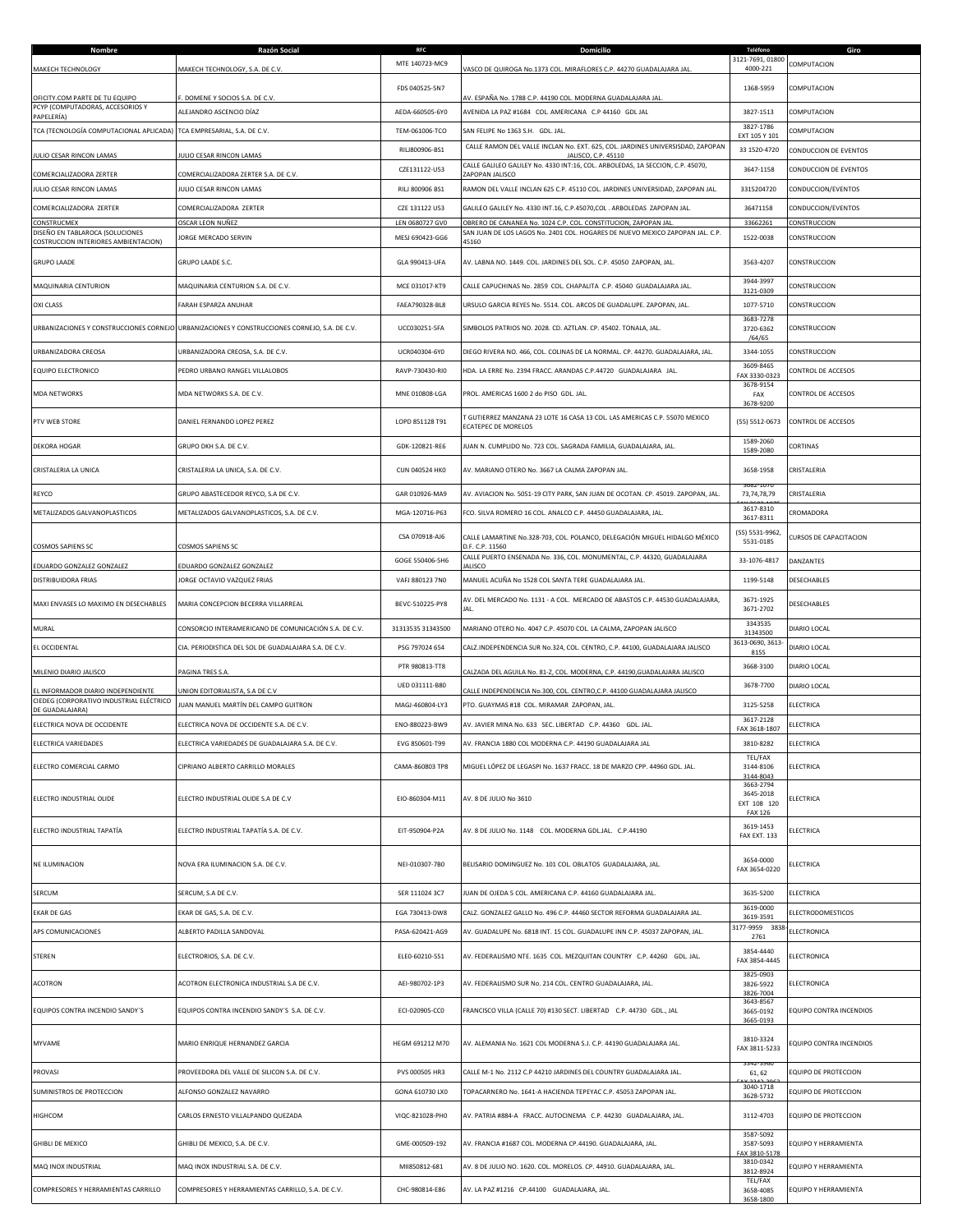| Nombre | Razón Social | RFC | Domicilio | Teléfono | Giro |
|---|---|---|---|---|---|
| MAKECH TECHNOLOGY | MAKECH TECHNOLOGY, S.A. DE C.V. | MTE 140723-MC9 | VASCO DE QUIROGA No.1373 COL. MIRAFLORES C.P. 44270 GUADALAJARA JAL. | 3121-7691, 01800 4000-221 | COMPUTACION |
| OFICITY.COM PARTE DE TU EQUIPO | F. DOMENE Y SOCIOS S.A. DE C.V. | FDS 040525-5N7 | AV. ESPAÑA No. 1788 C.P. 44190 COL. MODERNA GUADALAJARA JAL. | 1368-5959 | COMPUTACION |
| PCYP (COMPUTADORAS, ACCESORIOS Y PAPELERÍA) | ALEJANDRO ASCENCIO DÍAZ | AEDA-660505-6Y0 | AVENIDA LA PAZ #1684 COL. AMERICANA C.P 44160 GDL JAL | 3827-1513 | COMPUTACION |
| TCA (TECNOLOGÍA COMPUTACIONAL APLICADA) | TCA EMPRESARIAL, S.A. DE C.V. | TEM-061006-TCO | SAN FELIPE No 1363 S.H. GDL. JAL. | 3827-1786 EXT 105 Y 101 | COMPUTACION |
| JULIO CESAR RINCON LAMAS | JULIO CESAR RINCON LAMAS | RILJ800906-BS1 | CALLE RAMON DEL VALLE INCLAN No. EXT. 625, COL. JARDINES UNIVERSISDAD, ZAPOPAN JALISCO, C.P. 45110 | 33 1520-4720 | CONDUCCION DE EVENTOS |
| COMERCIALIZADORA ZERTER | COMERCIALIZADORA ZERTER S.A. DE C.V. | CZE131122-U53 | CALLE GALILEO GALILEY No. 4330 INT:16, COL. ARBOLEDAS, 1A SECCION, C.P. 45070, ZAPOPAN JALISCO | 3647-1158 | CONDUCCION DE EVENTOS |
| JULIO CESAR RINCON LAMAS | JULIO CESAR RINCON LAMAS | RILJ 800906 BS1 | RAMON DEL VALLE INCLAN 625 C.P. 45110 COL. JARDINES UNIVERSIDAD, ZAPOPAN JAL. | 3315204720 | CONDUCCION/EVENTOS |
| COMERCIALIZADORA ZERTER | COMERCIALIZADORA ZERTER | CZE 131122 U53 | GALILEO GALILEY No. 4330 INT.16, C.P.45070,COL . ARBOLEDAS ZAPOPAN JAL. | 36471158 | CONDUCCION/EVENTOS |
| CONSTRUCMEX | OSCAR LEON NUÑEZ | LEN 0680727 GV0 | OBRERO DE CANANEA No. 1024 C.P. COL. CONSTITUCION, ZAPOPAN JAL. | 33662261 | CONSTRUCCION |
| DISEÑO EN TABLAROCA (SOLUCIONES COSTRUCCION INTERIORES AMBIENTACION) | JORGE MERCADO SERVIN | MESJ 690423-GG6 | SAN JUAN DE LOS LAGOS No. 2401 COL. HOGARES DE NUEVO MEXICO ZAPOPAN JAL. C.P. 45160 | 1522-0038 | CONSTRUCCION |
| GRUPO LAADE | GRUPO LAADE S.C. | GLA 990413-UFA | AV. LABNA NO. 1449. COL. JARDINES DEL SOL. C.P. 45050 ZAPOPAN, JAL. | 3563-4207 | CONSTRUCCION |
| MAQUINARIA CENTURION | MAQUINARIA CENTURION S.A. DE C.V. | MCE 031017-KT9 | CALLE CAPUCHINAS No. 2859 COL. CHAPALITA C.P. 45040 GUADALAJARA JAL. | 3944-3997 3121-0309 | CONSTRUCCION |
| OXI CLASS | FARAH ESPARZA ANUHAR | FAEA790328-BL8 | URSULO GARCIA REYES No. 5514. COL. ARCOS DE GUADALUPE. ZAPOPAN, JAL. | 1077-5710 | CONSTRUCCION |
| URBANIZACIONES Y CONSTRUCCIONES CORNEJO | URBANIZACIONES Y CONSTRUCCIONES CORNEJO, S.A. DE C.V. | UCC030251-5FA | SIMBOLOS PATRIOS NO. 2028. CD. AZTLAN. CP. 45402. TONALA, JAL. | 3683-7278 3720-6362 /64/65 | CONSTRUCCION |
| URBANIZADORA CREOSA | URBANIZADORA CREOSA, S.A. DE C.V. | UCR040304-6Y0 | DIEGO RIVERA NO. 466, COL. COLINAS DE LA NORMAL. CP. 44270. GUADALAJARA, JAL. | 3344-1055 | CONSTRUCCION |
| EQUIPO ELECTRONICO | PEDRO URBANO RANGEL VILLALOBOS | RAVP-730430-RI0 | HDA. LA ERRE No. 2394 FRACC. ARANDAS C.P.44720 GUADALAJARA JAL. | 3609-8465 FAX 3330-0323 | CONTROL DE ACCESOS |
| MDA NETWORKS | MDA NETWORKS S.A. DE C.V. | MNE 010808-LGA | PROL. AMERICAS 1600 2 do PISO GDL. JAL. | 3678-9154 FAX 3678-9200 | CONTROL DE ACCESOS |
| PTV WEB STORE | DANIEL FERNANDO LOPEZ PEREZ | LOPD 851128 T91 | T GUTIERREZ MANZANA 23 LOTE 16 CASA 13 COL. LAS AMERICAS C.P. 55070 MEXICO ECATEPEC DE MORELOS | (55) 5512-0673 | CONTROL DE ACCESOS |
| DEKORA HOGAR | GRUPO DKH S.A. DE C.V. | GDK-120821-RE6 | JUAN N. CUMPLIDO No. 723 COL. SAGRADA FAMILIA, GUADALAJARA, JAL. | 1589-2060 1589-2080 | CORTINAS |
| CRISTALERIA LA UNICA | CRISTALERIA LA UNICA, S.A. DE C.V. | CUN 040524 HK0 | AV. MARIANO OTERO No. 3667 LA CALMA ZAPOPAN JAL. | 3658-1958 | CRISTALERIA |
| REYCO | GRUPO ABASTECEDOR REYCO, S.A DE C.V. | GAR 010926-MA9 | AV. AVIACION No. 5051-19 CITY PARK, SAN JUAN DE OCOTAN. CP. 45019. ZAPOPAN, JAL. | 3682-1070 73,74,78,79 | CRISTALERIA |
| METALIZADOS GALVANOPLASTICOS | METALIZADOS GALVANOPLASTICOS, S.A. DE C.V. | MGA-120716-P63 | FCO. SILVA ROMERO 16 COL. ANALCO C.P. 44450 GUADALAJARA, JAL. | 3617-8310 3617-8311 | CROMADORA |
| COSMOS SAPIENS SC | COSMOS SAPIENS SC | CSA 070918-AJ6 | CALLE LAMARTINE No.328-703, COL. POLANCO, DELEGACIÓN MIGUEL HIDALGO MÉXICO D.F. C.P. 11560 | (55) 5531-9962, 5531-0185 | CURSOS DE CAPACITACION |
| EDUARDO GONZALEZ GONZALEZ | EDUARDO GONZALEZ GONZALEZ | GOGE 550406-5H6 | CALLE PUERTO ENSENADA No. 336, COL. MONUMENTAL, C.P. 44320, GUADALAJARA JALISCO | 33-1076-4817 | DANZANTES |
| DISTRIBUIDORA FRIAS | JORGE OCTAVIO VAZQUEZ FRIAS | VAFJ 880123 7N0 | MANUEL ACUÑA No 1528 COL SANTA TERE GUADALAJARA JAL. | 1199-5148 | DESECHABLES |
| MAXI ENVASES LO MAXIMO EN DESECHABLES | MARIA CONCEPCION BECERRA VILLARREAL | BEVC-510225-PY8 | AV. DEL MERCADO No. 1131 - A COL. MERCADO DE ABASTOS C.P. 44530 GUADALAJARA, JAL. | 3671-1925 3671-2702 | DESECHABLES |
| MURAL | CONSORCIO INTERAMERICANO DE COMUNICACIÓN S.A. DE C.V. | 31313535 31343500 | MARIANO OTERO No. 4047 C.P. 45070 COL. LA CALMA, ZAPOPAN JALISCO | 3343535 31343500 | DIARIO LOCAL |
| EL OCCIDENTAL | CIA. PERIODISTICA DEL SOL DE GUADALAJARA S.A. DE C.V. | PSG 797024 654 | CALZ.INDEPENDENCIA SUR No.324, COL. CENTRO, C.P. 44100, GUADALAJARA JALISCO | 3613-0690, 3613-8155 | DIARIO LOCAL |
| MILENIO DIARIO JALISCO | PAGINA TRES S.A. | PTR 980813-TT8 | CALZADA DEL AGUILA No. 81-Z, COL. MODERNA, C.P. 44190,GUADALAJARA JALISCO | 3668-3100 | DIARIO LOCAL |
| EL INFORMADOR DIARIO INDEPENDIENTE | UNION EDITORIALISTA, S.A DE C.V | UED 031111-B80 | CALLE INDEPENDENCIA No.300, COL. CENTRO,C.P. 44100 GUADALAJARA JALISCO | 3678-7700 | DIARIO LOCAL |
| CIEDEG (CORPORATIVO INDUSTRIAL ELÉCTRICO DE GUADALAJARA) | JUAN MANUEL MARTÍN DEL CAMPO GUITRON | MAGJ-460804-LY3 | PTO. GUAYMAS #18 COL. MIRAMAR ZAPOPAN, JAL. | 3125-5258 | ELECTRICA |
| ELECTRICA NOVA DE OCCIDENTE | ELECTRICA NOVA DE OCCIDENTE S.A. DE C.V. | ENO-880223-BW9 | AV. JAVIER MINA No. 633 SEC. LIBERTAD C.P. 44360 GDL. JAL. | 3617-2128 FAX 3618-1807 | ELECTRICA |
| ELECTRICA VARIEDADES | ELECTRICA VARIEDADES DE GUADALAJARA S.A. DE C.V. | EVG 850601-T99 | AV. FRANCIA 1880 COL MODERNA C.P. 44190 GUADALAJARA JAL | 3810-8282 | ELECTRICA |
| ELECTRO COMERCIAL CARMO | CIPRIANO ALBERTO CARRILLO MORALES | CAMA-860803 TP8 | MIGUEL LÓPEZ DE LEGASPI No. 1637 FRACC. 18 DE MARZO CPP. 44960 GDL. JAL. | TEL/FAX 3144-8106 3144-8043 | ELECTRICA |
| ELECTRO INDUSTRIAL OLIDE | ELECTRO INDUSTRIAL OLIDE S.A DE C.V | EIO-860304-M11 | AV. 8 DE JULIO No 3610 | 3663-2794 3645-2018 EXT 108 120 FAX 126 | ELECTRICA |
| ELECTRO INDUSTRIAL TAPATÍA | ELECTRO INDUSTRIAL TAPATÍA S.A. DE C.V. | EIT-950904-P2A | AV. 8 DE JULIO No. 1148 COL. MODERNA GDL.JAL. C.P.44190 | 3619-1453 FAX EXT. 133 | ELECTRICA |
| NE ILUMINACION | NOVA ERA ILUMINACION S.A. DE C.V. | NEI-010307-7B0 | BELISARIO DOMINGUEZ No. 101 COL. OBLATOS GUADALAJARA, JAL. | 3654-0000 FAX 3654-0220 | ELECTRICA |
| SERCUM | SERCUM, S.A DE C.V. | SER 111024 3C7 | JUAN DE OJEDA 5 COL. AMERICANA C.P. 44160 GUADALAJARA JAL. | 3635-5200 | ELECTRICA |
| EKAR DE GAS | EKAR DE GAS, S.A. DE C.V. | EGA 730413-DW8 | CALZ. GONZALEZ GALLO No. 496 C.P. 44460 SECTOR REFORMA GUADALAJARA JAL. | 3619-0000 3619-3591 | ELECTRODOMESTICOS |
| APS COMUNICACIONES | ALBERTO PADILLA SANDOVAL | PASA-620421-AG9 | AV. GUADALUPE No. 6818 INT. 15 COL. GUADALUPE INN C.P. 45037 ZAPOPAN, JAL. | 3177-9959 3838-2761 | ELECTRONICA |
| STEREN | ELECTRORIOS, S.A. DE C.V. | ELE0-60210-551 | AV. FEDERALISMO NTE. 1635 COL. MEZQUITAN COUNTRY C.P. 44260 GDL. JAL. | 3854-4440 FAX 3854-4445 | ELECTRONICA |
| ACOTRON | ACOTRON ELECTRONICA INDUSTRIAL S.A DE C.V. | AEI-980702-1P3 | AV. FEDERALISMO SUR No. 214 COL. CENTRO GUADALAJARA, JAL. | 3825-0903 3826-5922 3826-7004 | ELECTRONICA |
| EQUIPOS CONTRA INCENDIO SANDY´S | EQUIPOS CONTRA INCENDIO SANDY´S S.A. DE C.V. | ECI-020905-CC0 | FRANCISCO VILLA (CALLE 70) #130 SECT. LIBERTAD C.P. 44730 GDL., JAL | 3643-8567 3665-0192 3665-0193 | EQUIPO CONTRA INCENDIOS |
| MYVAME | MARIO ENRIQUE HERNANDEZ GARCIA | HEGM 691212 M70 | AV. ALEMANIA No. 1621 COL MODERNA S.J. C.P. 44190 GUADALAJARA JAL. | 3810-3324 FAX 3811-5233 | EQUIPO CONTRA INCENDIOS |
| PROVASI | PROVEEDORA DEL VALLE DE SILICON S.A. DE C.V. | PVS 000505 HR3 | CALLE M-1 No. 2112 C.P 44210 JARDINES DEL COUNTRY GUADALAJARA JAL. | 3342-3960 61, 62 | EQUIPO DE PROTECCION |
| SUMINISTROS DE PROTECCION | ALFONSO GONZALEZ NAVARRO | GONA 610730 LX0 | TOPACARNERO No. 1641-A HACIENDA TEPEYAC C.P. 45053 ZAPOPAN JAL. | 3040-1718 3628-5732 | EQUIPO DE PROTECCION |
| HIGHCOM | CARLOS ERNESTO VILLALPANDO QUEZADA | VIQC-821028-PH0 | AV. PATRIA #884-A FRACC. AUTOCINEMA C.P. 44230 GUADALAJARA, JAL. | 3112-4703 | EQUIPO DE PROTECCION |
| GHIBLI DE MEXICO | GHIBLI DE MEXICO, S.A. DE C.V. | GME-000509-192 | AV. FRANCIA #1687 COL. MODERNA CP.44190. GUADALAJARA, JAL. | 3587-5092 3587-5093 FAX 3810-5178 | EQUIPO Y HERRAMIENTA |
| MAQ INOX INDUSTRIAL | MAQ INOX INDUSTRIAL S.A. DE C.V. | MII850812-681 | AV. 8 DE JULIO NO. 1620. COL. MORELOS. CP. 44910. GUADALAJARA, JAL. | 3810-0342 3812-8924 | EQUIPO Y HERRAMIENTA |
| COMPRESORES Y HERRAMIENTAS CARRILLO | COMPRESORES Y HERRAMIENTAS CARRILLO, S.A. DE C.V. | CHC-980814-E86 | AV. LA PAZ #1216 CP.44100 GUADALAJARA, JAL. | TEL/FAX 3658-4085 3658-1800 | EQUIPO Y HERRAMIENTA |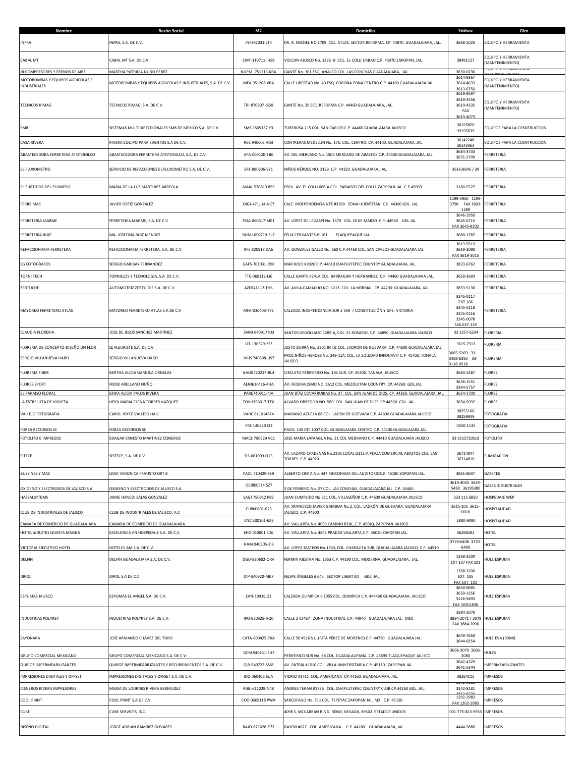| Nombre | Razón Social | RFC | Domicilio | Teléfono | Giro |
|---|---|---|---|---|---|
| INFRA | INFRA, S.A. DE C.V. | INF891031-LT4 | DR. R. MICHEL NO.1709. COL. ATLAS. SECTOR REFORMA. CP. 44870. GUADALAJARA, JAL. | 3668-2020 | EQUIPO Y HERRAMIENTA |
| CABAL MT | CABAL MT S.A. DE C.V. | CMT-110711- HS9 | VOLCAN AJUSCO No. 1326 -8 COL. EL COLLI URBAO C.P. 45070 ZAPOPAN, JAL. | 38491127 | EQUIPO Y HERRAMIENTA (MANTENIMIENTO) |
| JR COMPRESORES Y FRENOS DE AIRE | MARTHA PATRICIA NUÑO PEREZ | NUPM- 751213-KBA | GANTE No. 301 ESQ. ANALCO COL. LAS CONCHAS GUADALAJARA, JAL. | 3650-0236 | EQUIPO Y HERRAMIENTA (MANTENIMIENTO) |
| MOTOBOMBAS Y EQUIPOS AGRICOLAS E INDUSTRIALES | MOTOBOMBAS Y EQUIPOS AGRICOLAS E INDUSTRIALES, S.A. DE C.V. | MEA 951208-6BA | CALLE LIBERTAD No. 40 ESQ. CORONA ZONA CENTRO C.P. 44100 GUADALAJARA JAL. | 3614-9367 3614-4633 3613-6750 | EQUIPO Y HERRAMIENTA (MANTENIMIENTO) |
| TECNICOS RIMAG | TECNICOS RIMAG, S.A. DE C.V. | TRI-870807 -SG9 | GANTE No. 29 SEC. REFORMA C.P. 44460 GUADALAJARA, JAL. | 3619-9597 3619-4456 3619-4335 FAX 3619-4073 | EQUIPO Y HERRAMIENTA (MANTENIMIENTO) |
| SM8 | SISTEMAS MULTIDIRECCIONALES SM8 DE MEXICO S.A. DE C.V. | SMS 1505137 Y3 | TUBEROSA 215 COL. SAN CARLOS C.P. 44460 GUADALAJARA JALISCO | 36195820 39195639 | EQUIPOS PARA LA COSNTRUCCION |
| CASA RIVERA | RIVERA EQUIPO PARA EVENTOS S.A DE C.V. | REE 940603 VD3 | CONTRERAS MEDELLIN No. 176. COL. CENTRO. CP. 44100. GUADALAJARA, JAL. | 36142248 36143363 | EQUIPOS PARA LA COSNTRUCCION |
| ABASTECEDORA FERRETERA ATOTONILCO | ABASTECEDORA FERRETERA ATOTONILCO, S.A. DE C.V. | AFA-000120-1B6 | AV. DEL MERCADO No. 1504 MERCADO DE ABASTOS C.P. 44530 GUADALAJARA, JAL. | 3684-3733 3671-2709 | FERRETERIA |
| EL FLUXOMETRO | SERVICIO DE REFACCIONES EL FLUXOMETRO S.A. DE C.V. | SRF-890906-971 | NIÑOS HÉROES NO. 2129. C.P. 44150. GUADALAJARA, JAL. | 3616-8645 / 39 | FERRETERIA |
| EL SURTIDOR DEL PLOMERO | MARIA DE LA LUZ MARTINEZ ARREOLA | MAAL 570813 859 | PROL. AV. EL COLLI 666-A COL. PARAISOS DEL COLLI ZAPOPAN JAL. C.P 45069 | 3180-5527 | FERRETERIA |
| FERRE MAS | JAVIER ORTIZ GONZÁLEZ | OIGJ-471114-NC7 | CALZ. INDEPENDENCIA NTE #3260 ZONA HUENTITAN C.P. 44300 GDL .JAL. | 1199-3950 1199-3798 FAX 3603-1289 | FERRETERIA |
| FERRETERÍA MARME | FERRETERÍA MARME, S.A. DE C.V. | FMA-860617-ME1 | AV. LÓPEZ DE LEGASPI No. 1579 COL.18 DE MARZO C.P. 44960 GDL JAL. | 3646-1950 3645-6715 FAX 3645-8102 | FERRETERIA |
| FERRETERÍA RUIZ | MA. JOSEFINA RUIZ MÉNDEZ | RUMJ-690719-5L7 | FÉLIX CERVANTES #1161 TLAQUEPAQUE JAL. | 3680-1787 | FERRETERIA |
| REFACCIONARIA FERRETERA | REFACCIONARIA FERRETERA, S.A. DE C.V. | RFE 820518 DA6 | AV. GONZALEZ GALLO No. 660 C.P.44460 COL. SAN CARLOS GUADALAJARA JAL | 3619-5519 3619-3090 FAX 3619-3015 | FERRETERIA |
| SG FOTOGRAFOS | SERGIO GARIBAY FERNANDEZ | GAFS-701031-D96 | MAR ROJO #2026 C.P. 44610 CHAPULTEPEC COUNTRY GUADALAJARA, JAL. | 3823-6762 | FERRETERIA |
| TORNI TECH | TORNILLOS Y TECNOLOGIA, S.A. DE C.V. | TTE-060112-LJ6 | CALLE GANTE #241A COL. BARRAGAN Y HERNANDEZ C.P. 44460 GUADALAJARA JAL. | 3650-3693 | FERRETERIA |
| ZERTUCHE | AUTOMOTRIZ ZERTUCHE S.A. DE C.V. | AZE841112-TH6 | AV. AVILA CAMACHO NO. 1213. COL. LA NORMAL. CP. 44200. GUADALAJARA, JAL. | 3853-5130 | FERRETERIA |
| MAYOREO FERRETERO ATLAS | MAYOREO FERRETERO ATLAS S.A DE C.V | MFA-030403-T73 | CALZADA INDEPENDENCIA SUR # 359 / CONSTITUCIÓN Y GPE. VICTORIA | 3345-0117 EXT.106 3345-0118 3345-0116 3345-0078 FAX.EXT.119 | FERRETERIA |
| CLAUDIA FLORERIA | JOSE DE JESUS SANCHEZ MARTINEZ | SAMJ 640917 IU3 | SANTOS DEGOLLADO 1285-A, COL. EL ROSARIO, C.P. 44890, GUADALAJARA JALISCO | 33 1357-6234 | FLORERIA |
| FLORERIA DE CONCEPTO-DISEÑO UN FLOR | LE FLEURISTE S.A. DE C.V. | LFL 130529-3S3 | JUSTO SIERRA No. 2301 INT.B COL. LADRON DE GUEVARA, C.P. 44600 GUADALAJARA JAL | 3615-7313 | FLORERIA |
| SERGIO VILLANUEVA HARO | SERGIO VILLANUEVA HARO | VIHS 740608-US7 | PROL.NIÑOS HEROES No. 249-11A, COL. LA SOLEDAD INFONAVIT C.P. 45403, TONALA JALISCO | 3665-5269 33-3459-6350 33-3116-9518 | FLORERIA |
| FLORERIA FIBER | BERTHA ALICIA GARNICA ORNELAS | GAOB720217-BL4 | CIRCUITO PERIFERICO No. 195 SUR. CP. 45400. TANALA, JALISCO | 3683-1487 | FLORES |
| FLORES SPORT | IRENE ARELLANO NUÑO | AENI610416-4HA | AV. FEDERALISMO NO. 1612 COL. MEZQUITAN COUNTRY. CP. 44260. GDL.JAL | 3636-1551 3364-5757 | FLORES |
| EL PARAISO FLORAL | ERIKA ALICIA PALOS RIVERA | PARE740911-4IA | JUAN DÍAZ COVARRUBIAS No. 37. COL. SAN JUAN DE DIOS. CP. 44360. GUADALAJARA, JAL. | 3654-1700 | FLORES |
| LA ESTRELLITA DE VIOLETA | HEIDI MARIA ELENA TORRES VAZQUEZ | TOVH796017-TE6 | ALVARO OBREGON NO. 589. COL. SAN JUAN DE DIOS CP 44360. GDL. JAL. | 3654-5092 | FLORES |
| VALLEJO FOTOGRAFIA | CAROL JOYCE VALLEJO HALL | VAHC 611014614 | MARIANO AZUELA 68 COL. LADRN DE GUEVARA C.P. 44600 GUADALAJARA JALISCO | 38255160 38259849 | FOTOGRAFIA |
| FORZA RECURSOS SC | FORZA RECURSOS SC | FRE 140630 CI3 | PAVO. 135 INT.1007 COL. GUADALAJARA CENTRO C.P. 44100 GUADALAJARA JAL. | 4040-1135 | FOTOGRAFIA |
| FOTOLITO E IMPRESOS | EDAGAR ERNESTO MARTINEZ CISNEROS | MACE 780329 VC1 | JOSE MARIA LAFRAGUA No. 21 COL MEDRANO C.P. 44410 GUADALAJARA JALISCO | 33 3315720518 | FOTOLITO |
| SITECP | SISTECP, S.A. DE C.V. | SIS-061009-Q23 | AV. LAZARO CARDENAS No.2305 LOCAL G111-A PLAZA COMERCIAL ABASTOS COL. LAS TORRES C.P. 44920 | 36714847 36714816 | FUMIGACION |
| BUSSINES Y MAS | LIDIA VERONICA FRAUSTO ORTIZ | FAOL 710429-FE9 | ALBERTO CINTA No. 447 RINCONADA DEL AUDITORIOC.P. 45180 ZAPOPAN JAL. | 3861-8607 | GAFETES |
| OXIGENO Y ELECTRODOS DE JALISCO S.A. | OXIGENO Y ELECTRODOS DE JALISCO S.A. | OEJ800514 5Z7 | 5 DE FEBRERO No. 27 COL. LAS CONCHAS, GUADALAJARA JAL. C.P. 44460 | 3619-4033 3619-5438 36195380 | GASES INDUSTRIALES |
| HASSALSYTEMS | JAIME HANEDI SALAS GONZALEZ | SAGJ 750912 P89 | JUAN CUMPLIDO No.311 COL. VILLASEÑOR C.P. 44600 GUADALAJARA JALISCO | 333 115 6850 | HOSPEDAJE WEP |
| CLUB DE INDUSTRIALES DE JALISCO | CLUB DE INDUSTRIALES DE JALISCO, A.C | CIJ860801-623 | AV. FRANCISCO JAVIER GAMBOA No.2, COL. LADRÓN DE GUEVARA, GUADALAJARA JALISCO, C.P. 44600 | 3615-101 3615-0010 | HOSPITALIDAD |
| CAMARA DE COMERCIO DE GUADALAJARA | CAMARA DE COMERCIO DE GUADALAJARA | CNC 500101-6X5 | AV. VALLARTA No. 4095,CAMINO REAL, C.P. 45040, ZAPOPAN JALISCO | 3880-9090 | HOSPITALIDAD |
| HOTEL & SUITES QUINTA MAGNA | EXCELENCIA EN HOSPEDAJE S.A. DE C.V. | EHO 010801 SD6 | AV. VALLARTA No. 4845 PRADOS VALLARTA C.P. 45020 ZAPOPAN JAL. | 36298282 | HOTEL |
| VICTORIA EJECUTIVO HOTEL | HOTELES AM S.A. DE C.V. | HAM 040305-3I3 | AV. LOPEZ MATEOS No.1360, COL. CHAPALITA SUR, GUADALAJARA JALISCO, C.P. 44510 | 3770-6408 3770-6400 | HOTEL |
| DELFIN | DELFIN GUADALAJARA S.A. DE C.V. | DGU-930602-QRA | FERMIN RIESTRA No. 1353 C.P. 44190 COL. MODERNA, GUADALAJARA, JAL. | 1368-3200 EXT 107 FAX 101 | HULE ESPUMA |
| DIPOL | DIPOL S.A DE C.V | DIP-840920-ME7 | FELIPE ÁNGELES # 645 SECTOR LIBERTAD GDL. JAL. | 1368-3200 EXT. 105 FAX EXT. 101 | HULE ESPUMA |
| ESPUMAS JALISCO | ESPUMAS EL ANGEL S.A. DE C.V. | EAN-10419LZ2 | CALZADA OLIMPICA # 1055 COL. OLIMPICA C.P. 444430 GUADALAJARA, JALISCO | 3650-0691 3650-1356 3126-9493 FAX 36501838 | HULE ESPUMA |
| INDUSTRIAS POLYREY | INDUSTRIAS POLYREY S.A. DE C.V. | IPO-820325-HQ0 | CALLE 2 #2467 ZONA INDUSTRIAL C.P. 44940 GUADALAJARA JAL. MEX. | 3884-2070 3884-2071 / 2079 FAX 3884-2096 | HULE ESPUMA |
| SAYONARA | JOSÉ ARMANDO CHÁVEZ DEL TORO | CATA-600425-7XA | CALLE 50 #516 S.L. (RITA PÉREZ DE MORENO) C.P. 44730 GUADALAJARA JAL. | 3649-7650 3644-0254 | HULE EVA (FOMI) |
| GRUPO COMERCIAL MEXICANO | GRUPO COMERCIAL MEXICANO S.A. DE C.V. | GCM 940131-2H7 | PERIFERICO SUR No. 68 COL. GUADALAUPANA C.P. 45595 TLAQUEPAQUE JALISCO | 3606-2070 3606-2080 | HULES |
| QUIROZ IMPERMEABILIZANTES | QUIROZ IMPERMEABILIZANTES Y RECUBRIMIENTOS S.A. DE C.V. | QIR-940722-SM8 | AV. PATRIA #1510 COL. VILLA UNIVERSITARIA C.P. 45110 ZAPOPAN JAL. | 3642-4329 3641-5344 | IMPERMEABILIZANTES |
| IMPRESIONES DIGITALES Y OFFSET | IMPRESIONES DIGITALES Y OFFSET S.A. DE C.V. | IDO 060406 6UA | VIDRIO #1711 COL. AMERICANA CP.44160. GUADALAJARA, JAL. | 38264115 | IMPRESOS |
| CISNEROS RIVERA IMPRESORES | MARIA DE LOURDES RIVERA BERMUDEZ | RIBL-611029-N48 | ANDRES TERAN #1736 COL. CHAPULTEPEC COUNTRY CLUB CP.44260 GDL. JAL. | 3342-8181 | IMPRESOS |
| COOL PRINT | COOL PRINT S.A DE C.V. | COO 0605118 PWA | SARCOFAGO No. 711 COL. TEPEYAC ZAPOPAN JAL. MX. C.P. 45150 | 1202-2982 FAX 1202-2983 | IMPRESOS |
| CUBE | CUBE SERVICES, INC. | - | 4098 S. MCCARRAN BLVD. RENO, NEVADA, 89502. ESTADOS UNIDOS | 001-775-823-9933 | IMPRESOS |
| DISEÑO DIGITAL | JORGE ADRIÁN RAMÍREZ OLIVARES | RAJO-671028-E72 | RAYÓN #627 COL. AMERICANA C.P. 44180 GUADALAJARA, JAL. | 4444-5880 | IMPRESOS |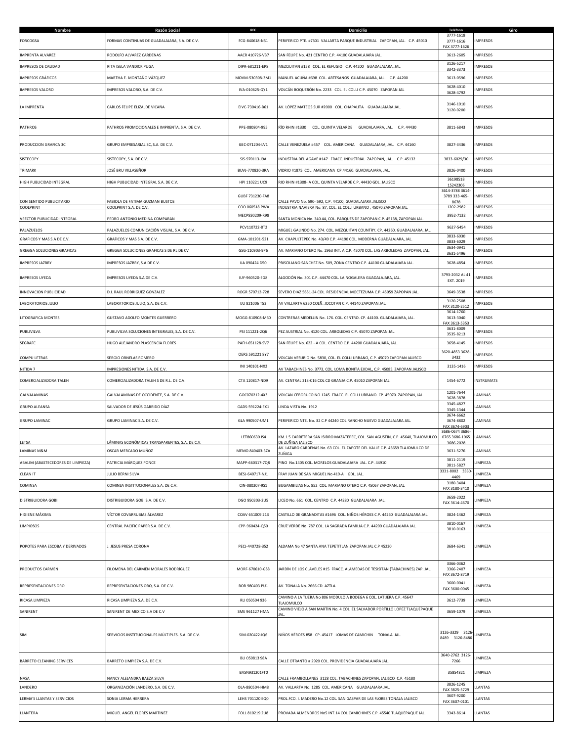| Nombre | Razón Social | RFC | Domicilio | Teléfono | Giro |
|---|---|---|---|---|---|
| FORCOGSA | FORMAS CONTINUAS DE GUADALAJARA, S.A. DE C.V. | FCG-840618-N51 | PERIFERICO PTE. #7301 VALLARTA PARQUE INDUSTRIAL ZAPOPAN, JAL. C.P. 45010 | 3777-1618 3777-1616 FAX 3777-1626 | IMPRESOS |
| IMPRENTA ALVAREZ | RODOLFO ALVAREZ CARDENAS | AACR 410726-V37 | SAN FELIPE No. 421 CENTRO C.P. 44100 GUADALAJARA JAL. | 3613-2605 | IMPRESOS |
| IMPRESOS DE CALIDAD | RITA ISELA VANDICK PUGA | DIPR-681211-EP8 | MEZQUITAN #158 COL. EL REFUGIO C.P. 44200 GUADALAJARA, JAL. | 3126-5217 3342-3373 | IMPRESOS |
| IMPRESOS GRÁFICOS | MARTHA E. MONTAÑO VÁZQUEZ | MOVM-530308-3M1 | MANUEL ACUÑA #698 COL. ARTESANOS GUADALAJARA, JAL. C.P. 44200 | 3613-0596 | IMPRESOS |
| IMPRESOS VALORO | IMPRESOS VALORO, S.A. DE C.V. | IVA-010625-QY1 | VOLCÁN BOQUERÓN No. 2233 COL. EL COLLI C.P. 45070 ZAPOPAN JAL | 3628-4010 3628-4792 | IMPRESOS |
| LA IMPRENTA | CARLOS FELIPE ELIZALDE VICAÑA | EIVC-730416-B61 | AV. LÓPEZ MATEOS SUR #2000 COL. CHAPALITA GUADALAJARA JAL. | 3146-1010 3120-0200 | IMPRESOS |
| PATHROS | PATHROS PROMOCIONALES E IMPRENTA, S.A. DE C.V. | PPE-080804-995 | RÍO RHIN #1330 COL. QUINTA VELARDE GUADALAJARA, JAL. C.P. 44430 | 3811-6843 | IMPRESOS |
| PRODUCCION GRAFICA 3C | GRUPO EMPRESARIAL 3C, S.A. DE C.V. | GEC-071204-LV1 | CALLE VENEZUELA #457 COL. AMERICANA GUADALAJARA, JAL. C.P. 44160 | 3827-3436 | IMPRESOS |
| SISTECOPY | SISTECOPY, S.A. DE C.V. | SIS-970113-J9A | INDUSTRIA DEL AGAVE #147 FRACC. INDUSTRIAL ZAPOPAN, JAL. C.P. 45132 | 3833-6029/30 | IMPRESOS |
| TRIMARK | JOSÉ BRU VILLASEÑOR | BUVJ-770820-3RA | VIDRIO #1875 COL. AMERICANA CP.44160. GUADALAJARA, JAL. | 3826-0400 | IMPRESOS |
| HIGH PUBLICIDAD INTEGRAL | HIGH PUBLICIDAD INTEGRAL S.A. DE C.V. | HPI 110221 UC9 | RIO RHIN #1308- A COL. QUINTA VELARDE C.P. 44430 GDL. JALISCO | 36198518 15242306 | IMPRESOS |
| CON SENTIDO PUBLICITARIO | FABIOLA DE FATIMA GUZMAN BUSTOS | GUBF 731230-FA8 | CALLE PAVO No. 590- 592, C.P. 44100, GUADALAJARA JALISCO | 3614-3788 3614-3789 333-465-8678 | IMPRESOS |
| COOLPRINT | COOLPRINT S.A. DE C.V. | COO 060518 PWA | INDUSTRIA NAVIERA No. 87, COL. EL COLLI URBANO , 45070 ZAPOPAN JAL. | 1202-2982 | IMPRESOS |
| VEECTOR PUBLICIDAD INTEGRAL | PEDRO ANTONIO MEDINA COMPARAN | MECP830209-R98 | SANTA MONICA No. 340 44, COL. PARQUES DE ZAPOPAN C.P. 45138, ZAPOPAN JAL. | 3952-7132 | IMPRESOS |
| PALAZUELOS | PALAZUELOS COMUNICACIÓN VISUAL, S.A. DE C.V. | PCV110722-8T2 | MIGUEL GALINDO No. 274. COL. MEZQUITAN COUNTRY. CP. 44260. GUADALAJARA, JAL. | 9627-5454 | IMPRESOS |
| GRAFICOS Y MAS S.A DE C.V. | GRAFICOS Y MAS S.A. DE C.V. | GMA-101201-521 | AV. CHAPULTEPEC No. 43/49 C.P. 44190 COL. MODERNA GUADALAJARA, JAL. | 3833-6030 3833-6029 | IMPRESOS |
| GREGGA SOLUCIONES GRAFICAS | GREGGA SOLUCIONES GRAFICAS S DE RL DE CV | GSG-110903-9P6 | AV. MARIANO OTERO No. 2963 INT. A C.P. 45070 COL. LAS ARBOLEDAS ZAPOPAN, JAL. | 3634-0941 3631-5496 | IMPRESOS |
| IMPRESOS JAZBRY | IMPRESOS JAZBRY, S.A DE C.V. | IJA 090424 D50 | PRISCILIANO SANCHEZ No. 509, ZONA CENTRO C.P. 44100 GUADALAJARA JAL. | 3628-4854 | IMPRESOS |
| IMPRESOS UYEDA | IMPRESOS UYEDA S.A DE C.V. | IUY-960520-EG8 | ALGODÓN No. 301 C.P. 44470 COL. LA NOGALERA GUADALAJARA, JAL. | 3793-2032 AL 41 EXT. 2019 | IMPRESOS |
| INNOVACION PUBLICIDAD | D.I. RAUL RODRIGUEZ GONZALEZ | ROGR 570712-728 | SEVERO DIAZ 5651-24 COL. RESIDENCIAL MOCTEZUMA C.P. 45059 ZAPOPAN JAL. | 3649-3538 | IMPRESOS |
| LABORATORIOS JULIO | LABORATORIOS JULIO, S.A. DE C.V. | IJU 821006 T53 | AV VALLARTA 6250 COLÑ. JOCOTAN C.P. 44140 ZAPOPAN JAL. | 3120-2508 FAX 3120-2512 | IMPRESOS |
| LITOGRAFICA MONTES | GUSTAVO ADOLFO MONTES GUERRERO | MOGG-810908-M60 | CONTRERAS MEDELLIN No. 176. COL. CENTRO. CP. 44100. GUADALAJARA, JAL. | 3614-1760 3613-3040 FAX 3613-5353 | IMPRESOS |
| PUBLIVILVA | PUBLIVILVA SOLUCIONES INTEGRALES, S.A. DE C.V. | PSI 111221-2Q6 | PEZ AUSTRIAL No. 4120 COL. ARBOLEDAS C.P. 45070 ZAPOPAN JAL. | 3631-8009 3535-8213 | IMPRESOS |
| SEGRAFC | HUGO ALEJANDRO PLASCENCIA FLORES | PAFH-651128-SV7 | SAN FELIPE No. 622 - A COL. CENTRO C.P. 44200 GUADALAJARA, JAL. | 3658-4145 | IMPRESOS |
| COMPU LETRAS | SERGIO ORNELAS ROMERO | OERS 591221 8Y7 | VOLCAN VESUBIO No. 5830, COL. EL COLLI URBANO, C.P. 45070 ZAPOPAN JALISCO | 3620-4853 3628-3432 | IMPRESOS |
| NITIDA 7 | IMPRESIONES NITIDA, S.A. DE C.V. | INI 140101-NX2 | AV TABACHINES No. 3773, COL. LOMA BONITA EJIDAL, C.P. 45085, ZAPOPAN JALISCO | 3135-1416 | IMPRESOS |
| COMERCIALIZADORA TALEH | COMERCIALIZADORA TALEH S DE R.L. DE C.V. | CTA 120817-ND9 | AV. CENTRAL 213-C16 COL CD GRANJA C.P. 45010 ZAPOPAN JAL. | 1454-6772 | INSTRUMATS |
| GALVALAMINAS | GALVALAMINAS DE OCCIDENTE, S.A. DE C.V. | GOC070212-4X3 | VOLCAN CEBORUCO NO.1245. FRACC. EL COLLI URBANO. CP. 45070. ZAPOPAN, JAL. | 1201-7644 3628-3878 | LAMINAS |
| GRUPO ALEANSA | SALVADOR DE JESÚS GARRIDO DÍAZ | GADS-591224-EX1 | LINDA VISTA No. 1912 | 3345-4827 3345-1344 | LAMINAS |
| GRUPO LAMINAC | GRUPO LAMINAC S.A. DE C.V. | GLA 990507-UM1 | PERIFERICO NTE. No. 32 C.P 44240 COL RANCHO NUEVO GUADALAJARA JAL. | 3674-6662 3674-8802 FAX 3674-6903 | LAMINAS |
| LETSA | LÁMINAS ECONÓMICAS TRANSPARENTES, S.A. DE C.V. | LET860630 IS4 | KM.1.5 CARRETERA SAN ISIDRO MAZATEPEC, COL. SAN AGUSTIN, C.P. 45640, TLAJOMULCO DE ZUÑIGA JALISCO | 3686-0674 3686-0765 3686-1065 3686-2028 | LAMINAS |
| LAMINAS M&M | OSCAR MERCADO MUÑOZ | MEMO 840403-3ZA | AV. LAZARO CARDENAS No. 63 COL. EL ZAPOTE DEL VALLE C.P. 45659 TLAJOMULCO DE ZUÑIGA | 3631-5276 | LAMINAS |
| ABALIM (ABASTECEDORES DE LIMPIEZA) | PATRICIA MÁRQUEZ PONCE | MAPP-660317-7Q8 | PINO No.1405 COL. MORELOS GUADALAJARA JAL. C.P. 44910 | 3811-2119 3811-5827 | LIMPIEZA |
| CLEAN IT | JULIO BERNI SILVA | BESJ-640717-NJ1 | FRAY JUAN DE SAN MIGUEL No 419-A GDL. JAL. | 3331-8002 3330-4469 | LIMPIEZA |
| COMINSA | COMINSA INSTITUCIONALES S.A. DE C.V. | CIN-080207-9S1 | BUGAMBILIAS No. 852 COL. MARIANO OTERO C.P. 45067 ZAPOPAN, JAL. | 3180-3404 FAX 3180-3410 | LIMPIEZA |
| DISTRIBUIDORA GOBI | DISTRIBUIDORA GOBI S.A. DE C.V. | DGO 950303-2U5 | LICEO No. 661 COL. CENTRO C.P. 44280 GUADALAJARA JAL. | 3658-2022 FAX 3614-4670 | LIMPIEZA |
| HIGIENE MÁXIMA | VÍCTOR COVARRUBIAS ÁLVAREZ | COAV 651009 213 | CASTILLO DE GRANADITAS #1696 COL. NIÑOS HÉROES C.P. 44260 GUADALAJARA JAL. | 3824-1462 | LIMPIEZA |
| LIMPIOSOS | CENTRAL PACIFIC PAPER S.A. DE C.V. | CPP-960424-Q50 | CRUZ VERDE No. 787 COL. LA SAGRADA FAMILIA C.P. 44200 GUADALAJARA JAL. | 3810-0167 3810-0163 | LIMPIEZA |
| POPOTES PARA ESCOBA Y DERIVADOS | J. JESUS PRESA CORONA | PECJ-440728-352 | ALDAMA No 47 SANTA ANA TEPETITLAN ZAPOPAN JAL C.P 45230 | 3684-6341 | LIMPIEZA |
| PRODUCTOS CARMEN | FILOMENA DEL CARMEN MORALES RODRÍGUEZ | MORF-670610-GS8 | JARDÍN DE LOS CLAVELES #15 FRACC. ALAMEDAS DE TESISTAN (TABACHINES) ZAP. JAL. | 3366-0362 3366-2407 FAX 3672-8719 | LIMPIEZA |
| REPRESENTACIONES ORO | REPRESENTACIONES ORO, S.A. DE C.V. | ROR 980403 PU1 | AV. TONALA No. 2666 CD. AZTLA | 3600-0041 FAX 3600-0045 | LIMPIEZA |
| RICASA LIMPIEZA | RICASA LIMPIEZA S.A. DE C.V. | RLI 050504 936 | CAMINO A LA TIJERA No 806 MODULO A BODEGA 6 COL. LATIJERA C.P. 45647 TLAJOMULCO | 3612-7739 | LIMPIEZA |
| SANIRENT | SANIRENT DE MEXICO S.A DE C.V | SME 961127 HMA | CAMINO VIEJO A SAN MARTIN No. 4 COL. EL SALVADOR PORTILLO LOPEZ TLAQUEPAQUE JAL. | 3659-1079 | LIMPIEZA |
| SIM | SERVICIOS INSTITUCIONALES MÚLTIPLES. S.A. DE C.V. | SIM-020422-IQ6 | NIÑOS HÉROES #58 CP. 45417 LOMAS DE CAMICHIN TONALA JAL. | 3126-3329 3126-8489 3126-8486 | LIMPIEZA |
| BARRETO CLEANING SERVICES | BARRETO LIMPIEZA S.A. DE C.V. | BLI 050813 98A | CALLE OTRANTO # 2920 COL. PROVIDENCIA GUADALAJARA JAL. | 3640-2762 3126-7266 | LIMPIEZA |
| NASA | NANCY ALEJANDRA BAEZA SILVA | BASN931201FT0 | CALLE FRAMBOLLANES 3128 COL. TABACHINES ZAPOPAN, JALISCO C.P. 45180 | 35854821 | LIMPIEZA |
| LANDERO | ORGANIZACIÓN LANDERO, S.A. DE C.V. | OLA-880504-HM8 | AV. VALLARTA No. 1285 COL. AMERICANA GUADALAJARA JAL. | 3826-1245 FAX 3825-5729 | LLANTAS |
| LERMA'S LLANTAS Y SERVICIOS | SONIA LERMA HERRERA | LEHS 701120 EQ0 | PROL.FCO. I. MADERO No.12 COL. SAN GASPAR DE LAS FLORES TONALA JALISCO | 3607-9200 FAX 3607-0101 | LLANTAS |
| LLANTERA | MIGUEL ANGEL FLORES MARTINEZ | FOLL 810219 2U8 | PROVADA ALMENDROS No5 INT.14 COL CAMICHINES C.P. 45540 TLAQUEPAQUE JAL. | 3343-8614 | LLANTAS |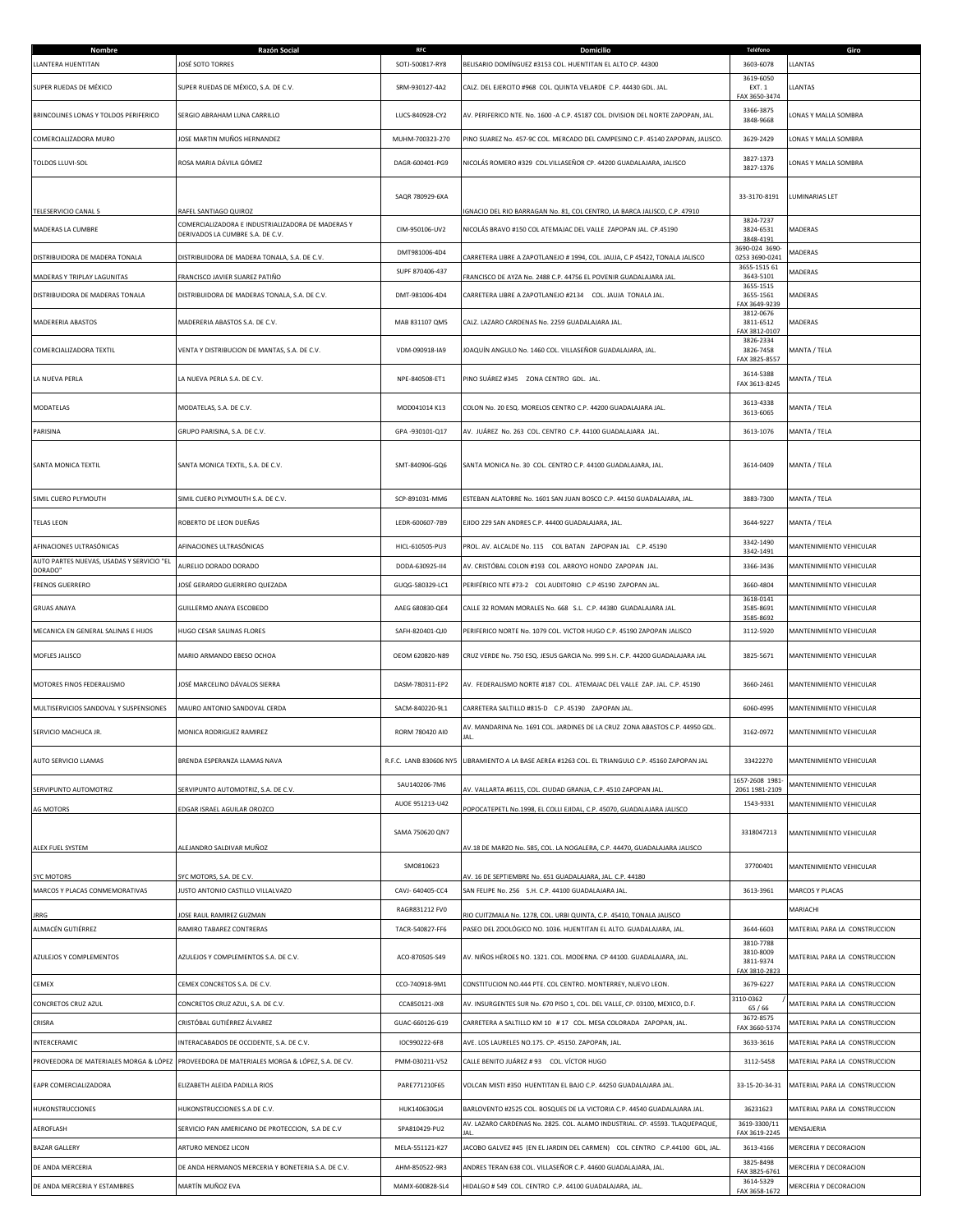| Nombre | Razón Social | RFC | Domicilio | Teléfono | Giro |
|---|---|---|---|---|---|
| LLANTERA HUENTITAN | JOSÉ SOTO TORRES | SOTJ-500817-RY8 | BELISARIO DOMÍNGUEZ #3153 COL. HUENTITAN EL ALTO CP. 44300 | 3603-6078 | LLANTAS |
| SUPER RUEDAS DE MÉXICO | SUPER RUEDAS DE MÉXICO, S.A. DE C.V. | SRM-930127-4A2 | CALZ. DEL EJERCITO #968 COL. QUINTA VELARDE C.P. 44430 GDL. JAL. | 3619-6050 EXT. 1 FAX 3650-3474 | LLANTAS |
| BRINCOLINES LONAS Y TOLDOS PERIFERICO | SERGIO ABRAHAM LUNA CARRILLO | LUCS-840928-CY2 | AV. PERIFERICO NTE. No. 1600 -A C.P. 45187 COL. DIVISION DEL NORTE ZAPOPAN, JAL. | 3366-3875 3848-9668 | LONAS Y MALLA SOMBRA |
| COMERCIALIZADORA MURO | JOSE MARTIN MUÑOS HERNANDEZ | MUHM-700323-270 | PINO SUAREZ No. 457-9C COL. MERCADO DEL CAMPESINO C.P. 45140 ZAPOPAN, JALISCO. | 3629-2429 | LONAS Y MALLA SOMBRA |
| TOLDOS LLUVI-SOL | ROSA MARIA DÁVILA GÓMEZ | DAGR-600401-PG9 | NICOLÁS ROMERO #329 COL.VILLASEÑOR CP. 44200 GUADALAJARA, JALISCO | 3827-1373 3827-1376 | LONAS Y MALLA SOMBRA |
| TELESERVICIO CANAL 5 | RAFEL SANTIAGO QUIROZ | SAQR 780929-6XA | IGNACIO DEL RIO BARRAGAN No. 81, COL CENTRO, LA BARCA JALISCO, C.P. 47910 | 33-3170-8191 | LUMINARIAS LET |
| MADERAS LA CUMBRE | COMERCIALIZADORA E INDUSTRIALIZADORA DE MADERAS Y DERIVADOS LA CUMBRE S.A. DE C.V. | CIM-950106-UV2 | NICOLÁS BRAVO #150 COL ATEMAJAC DEL VALLE ZAPOPAN JAL. CP.45190 | 3824-7237 3824-6531 3848-4191 | MADERAS |
| DISTRIBUIDORA DE MADERA TONALA | DISTRIBUIDORA DE MADERA TONALA, S.A. DE C.V. | DMT981006-4D4 | CARRETERA LIBRE A ZAPOTLANEJO # 1994, COL. JAUJA, C.P 45422, TONALA JALISCO | 3690-024 3690-0253 3690-0241 | MADERAS |
| MADERAS Y TRIPLAY LAGUNITAS | FRANCISCO JAVIER SUAREZ PATIÑO | SUPF 870406-437 | FRANCISCO DE AYZA No. 2488 C.P. 44756 EL POVENIR GUADALAJARA JAL. | 3655-1515 61 3643-5101 | MADERAS |
| DISTRIBUIDORA DE MADERAS TONALA | DISTRIBUIDORA DE MADERAS TONALA, S.A. DE C.V. | DMT-981006-4D4 | CARRETERA LIBRE A ZAPOTLANEJO #2134 COL. JAUJA TONALA JAL. | 3655-1515 3655-1561 FAX 3649-9239 | MADERAS |
| MADERERIA ABASTOS | MADERERIA ABASTOS S.A. DE C.V. | MAB 831107 QM5 | CALZ. LAZARO CARDENAS No. 2259 GUADALAJARA JAL. | 3812-0676 3811-6512 FAX 3812-0107 | MADERAS |
| COMERCIALIZADORA TEXTIL | VENTA Y DISTRIBUCION DE MANTAS, S.A. DE C.V. | VDM-090918-IA9 | JOAQUÍN ANGULO No. 1460 COL. VILLASEÑOR GUADALAJARA, JAL. | 3826-2334 3826-7458 FAX 3825-8557 | MANTA / TELA |
| LA NUEVA PERLA | LA NUEVA PERLA S.A. DE C.V. | NPE-840508-ET1 | PINO SUÁREZ #345 ZONA CENTRO GDL. JAL. | 3614-5388 FAX 3613-8245 | MANTA / TELA |
| MODATELAS | MODATELAS, S.A. DE C.V. | MOD041014 K13 | COLON No. 20 ESQ. MORELOS CENTRO C.P. 44200 GUADALAJARA JAL. | 3613-4338 3613-6065 | MANTA / TELA |
| PARISINA | GRUPO PARISINA, S.A. DE C.V. | GPA -930101-Q17 | AV. JUÁREZ No. 263 COL. CENTRO C.P. 44100 GUADALAJARA JAL. | 3613-1076 | MANTA / TELA |
| SANTA MONICA TEXTIL | SANTA MONICA TEXTIL, S.A. DE C.V. | SMT-840906-GQ6 | SANTA MONICA No. 30 COL. CENTRO C.P. 44100 GUADALAJARA, JAL. | 3614-0409 | MANTA / TELA |
| SIMIL CUERO PLYMOUTH | SIMIL CUERO PLYMOUTH S.A. DE C.V. | SCP-891031-MM6 | ESTEBAN ALATORRE No. 1601 SAN JUAN BOSCO C.P. 44150 GUADALAJARA, JAL. | 3883-7300 | MANTA / TELA |
| TELAS LEON | ROBERTO DE LEON DUEÑAS | LEDR-600607-7B9 | EJIDO 229 SAN ANDRES C.P. 44400 GUADALAJARA, JAL. | 3644-9227 | MANTA / TELA |
| AFINACIONES ULTRASÓNICAS | AFINACIONES ULTRASÓNICAS | HICL-610505-PU3 | PROL. AV. ALCALDE No. 115 COL BATAN ZAPOPAN JAL C.P. 45190 | 3342-1490 3342-1491 | MANTENIMIENTO VEHICULAR |
| AUTO PARTES NUEVAS, USADAS Y SERVICIO "EL DORADO" | AURELIO DORADO DORADO | DODA-630925-II4 | AV. CRISTÓBAL COLON #193 COL. ARROYO HONDO ZAPOPAN JAL. | 3366-3436 | MANTENIMIENTO VEHICULAR |
| FRENOS GUERRERO | JOSÉ GERARDO GUERRERO QUEZADA | GUQG-580329-LC1 | PERIFÉRICO NTE #73-2 COL AUDITORIO C.P 45190 ZAPOPAN JAL. | 3660-4804 | MANTENIMIENTO VEHICULAR |
| GRUAS ANAYA | GUILLERMO ANAYA ESCOBEDO | AAEG 680830-QE4 | CALLE 32 ROMAN MORALES No. 668 S.L. C.P. 44380 GUADALAJARA JAL. | 3618-0141 3585-8691 3585-8692 | MANTENIMIENTO VEHICULAR |
| MECANICA EN GENERAL SALINAS E HIJOS | HUGO CESAR SALINAS FLORES | SAFH-820401-QJ0 | PERIFERICO NORTE No. 1079 COL. VICTOR HUGO C.P. 45190 ZAPOPAN JALISCO | 3112-5920 | MANTENIMIENTO VEHICULAR |
| MOFLES JALISCO | MARIO ARMANDO EBESO OCHOA | OEOM 620820-N89 | CRUZ VERDE No. 750 ESQ. JESUS GARCIA No. 999 S.H. C.P. 44200 GUADALAJARA JAL | 3825-5671 | MANTENIMIENTO VEHICULAR |
| MOTORES FINOS FEDERALISMO | JOSÉ MARCELINO DÁVALOS SIERRA | DASM-780311-EP2 | AV. FEDERALISMO NORTE #187 COL. ATEMAJAC DEL VALLE ZAP. JAL. C.P. 45190 | 3660-2461 | MANTENIMIENTO VEHICULAR |
| MULTISERVICIOS SANDOVAL Y SUSPENSIONES | MAURO ANTONIO SANDOVAL CERDA | SACM-840220-9L1 | CARRETERA SALTILLO #815-D C.P. 45190 ZAPOPAN JAL. | 6060-4995 | MANTENIMIENTO VEHICULAR |
| SERVICIO MACHUCA JR. | MONICA RODRIGUEZ RAMIREZ | RORM 780420 AI0 | AV. MANDARINA No. 1691 COL. JARDINES DE LA CRUZ ZONA ABASTOS C.P. 44950 GDL. JAL. | 3162-0972 | MANTENIMIENTO VEHICULAR |
| AUTO SERVICIO LLAMAS | BRENDA ESPERANZA LLAMAS NAVA | R.F.C. LANB 830606 NY5 | LIBRAMIENTO A LA BASE AEREA #1263 COL. EL TRIANGULO C.P. 45160 ZAPOPAN JAL | 33422270 | MANTENIMIENTO VEHICULAR |
| SERVIPUNTO AUTOMOTRIZ | SERVIPUNTO AUTOMOTRIZ, S.A. DE C.V. | SAU140206-7M6 | AV. VALLARTA #6115, COL. CIUDAD GRANJA, C.P. 4510 ZAPOPAN JAL. | 1657-2608 1981-2061 1981-2109 | MANTENIMIENTO VEHICULAR |
| AG MOTORS | EDGAR ISRAEL AGUILAR OROZCO | AUOE 951213-U42 | POPOCATEPETL No.1998, EL COLLI EJIDAL, C.P. 45070, GUADALAJARA JALISCO | 1543-9331 | MANTENIMIENTO VEHICULAR |
| ALEX FUEL SYSTEM | ALEJANDRO SALDIVAR MUÑOZ | SAMA 750620 QN7 | AV.18 DE MARZO No. 585, COL. LA NOGALERA, C.P. 44470, GUADALAJARA JALISCO | 3318047213 | MANTENIMIENTO VEHICULAR |
| SYC MOTORS | SYC MOTORS, S.A. DE C.V. | SMO810623 | AV. 16 DE SEPTIEMBRE No. 651 GUADALAJARA, JAL. C.P. 44180 | 37700401 | MANTENIMIENTO VEHICULAR |
| MARCOS Y PLACAS CONMEMORATIVAS | JUSTO ANTONIO CASTILLO VILLALVAZO | CAVJ- 640405-CC4 | SAN FELIPE No. 256 S.H. C.P. 44100 GUADALAJARA JAL. | 3613-3961 | MARCOS Y PLACAS |
| JRRG | JOSE RAUL RAMIREZ GUZMAN | RAGR831212 FV0 | RIO CUITZMALA No. 1278, COL. URBI QUINTA, C.P. 45410, TONALA JALISCO | | MARIACHI |
| ALMACÉN GUTIÉRREZ | RAMIRO TABAREZ CONTRERAS | TACR-540827-FF6 | PASEO DEL ZOOLÓGICO NO. 1036. HUENTITAN EL ALTO. GUADALAJARA, JAL. | 3644-6603 | MATERIAL PARA LA CONSTRUCCION |
| AZULEJOS Y COMPLEMENTOS | AZULEJOS Y COMPLEMENTOS S.A. DE C.V. | ACO-870505-549 | AV. NIÑOS HÉROES NO. 1321. COL. MODERNA. CP 44100. GUADALAJARA, JAL. | 3810-7788 3810-8009 3811-9374 FAX 3810-2823 | MATERIAL PARA LA CONSTRUCCION |
| CEMEX | CEMEX CONCRETOS S.A. DE C.V. | CCO-740918-9M1 | CONSTITUCION NO.444 PTE. COL CENTRO. MONTERREY, NUEVO LEON. | 3679-6227 | MATERIAL PARA LA CONSTRUCCION |
| CONCRETOS CRUZ AZUL | CONCRETOS CRUZ AZUL, S.A. DE C.V. | CCA850121-JX8 | AV. INSURGENTES SUR No. 670 PISO 1, COL. DEL VALLE, CP. 03100, MEXICO, D.F. | 3110-0362 / 65 / 66 | MATERIAL PARA LA CONSTRUCCION |
| CRISRA | CRISTÓBAL GUTIÉRREZ ÁLVAREZ | GUAC-660126-G19 | CARRETERA A SALTILLO KM 10 # 17 COL. MESA COLORADA ZAPOPAN, JAL. | 3672-8575 FAX 3660-5374 | MATERIAL PARA LA CONSTRUCCION |
| INTERCERAMIC | INTERACABADOS DE OCCIDENTE, S.A. DE C.V. | IOC990222-6F8 | AVE. LOS LAURELES NO.175. CP. 45150. ZAPOPAN, JAL. | 3633-3616 | MATERIAL PARA LA CONSTRUCCION |
| PROVEEDORA DE MATERIALES MORGA & LÓPEZ | PROVEEDORA DE MATERIALES MORGA & LÓPEZ, S.A. DE CV. | PMM-030211-V52 | CALLE BENITO JUÁREZ # 93 COL. VÍCTOR HUGO | 3112-5458 | MATERIAL PARA LA CONSTRUCCION |
| EAPR COMERCIALIZADORA | ELIZABETH ALEIDA PADILLA RIOS | PARE771210F65 | VOLCAN MISTI #350 HUENTITAN EL BAJO C.P. 44250 GUADALAJARA JAL. | 33-15-20-34-31 | MATERIAL PARA LA CONSTRUCCION |
| HUKONSTRUCCIONES | HUKONSTRUCCIONES S.A DE C.V. | HUK140630GJ4 | BARLOVENTO #2525 COL. BOSQUES DE LA VICTORIA C.P. 44540 GUADALAJARA JAL. | 36231623 | MATERIAL PARA LA CONSTRUCCION |
| AEROFLASH | SERVICIO PAN AMERICANO DE PROTECCION, S.A DE C.V | SPA810429-PU2 | AV. LAZARO CARDENAS No. 2825. COL. ALAMO INDUSTRIAL. CP. 45593. TLAQUEPAQUE, JAL. | 3619-3300/11 FAX 3619-2245 | MENSAJERIA |
| BAZAR GALLERY | ARTURO MENDEZ LICON | MELA-551121-K27 | JACOBO GALVEZ #45 (EN EL JARDIN DEL CARMEN) COL. CENTRO C.P.44100 GDL, JAL. | 3613-4166 | MERCERIA Y DECORACION |
| DE ANDA MERCERIA | DE ANDA HERMANOS MERCERIA Y BONETERIA S.A. DE C.V. | AHM-850522-9R3 | ANDRES TERAN 638 COL. VILLASEÑOR C.P. 44600 GUADALAJARA, JAL. | 3825-8498 FAX 3825-6761 | MERCERIA Y DECORACION |
| DE ANDA MERCERIA Y ESTAMBRES | MARTÍN MUÑOZ EVA | MAMX-600828-SL4 | HIDALGO # 549 COL. CENTRO C.P. 44100 GUADALAJARA, JAL. | 3614-5329 FAX 3658-1672 | MERCERIA Y DECORACION |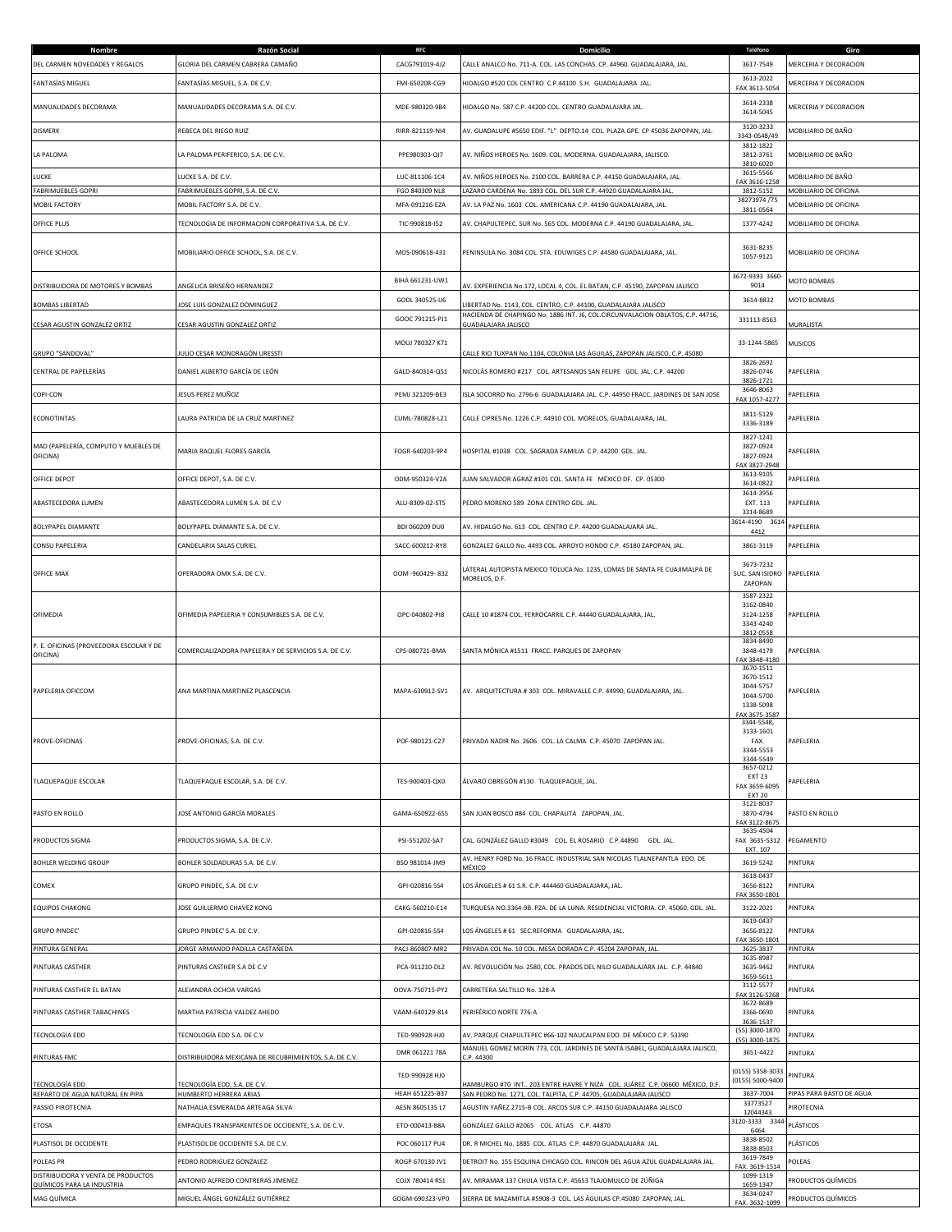| Nombre | Razón Social | RFC | Domicilio | Teléfono | Giro |
|---|---|---|---|---|---|
| DEL CARMEN NOVEDADES Y REGALOS | GLORIA DEL CARMEN CABRERA CAMAÑO | CACG791019-4J2 | CALLE ANALCO No. 711-A. COL. LAS CONCHAS. CP. 44960. GUADALAJARA, JAL. | 3617-7549 | MERCERIA Y DECORACION |
| FANTASÍAS MIGUEL | FANTASÍAS MIGUEL, S.A. DE C.V. | FMI-650208-CG9 | HIDALGO #520 COL CENTRO C.P.44100 S.H. GUADALAJARA JAL. | 3613-2022 FAX 3613-5054 | MERCERIA Y DECORACION |
| MANUALIDADES DECORAMA | MANUALIDADES DECORAMA S.A. DE C.V. | MDE-980320-9B4 | HIDALGO No. 587 C.P. 44200 COL. CENTRO GUADALAJARA JAL. | 3614-2338 3614-5045 | MERCERIA Y DECORACION |
| DISMERK | REBECA DEL RIEGO RUIZ | RIRR-821119-NI4 | AV. GUADALUPE #5650 EDIF. "L" DEPTO.14 COL. PLAZA GPE. CP 45036 ZAPOPAN, JAL. | 3120-3233 3343-0548/49 | MOBILIARIO DE BAÑO |
| LA PALOMA | LA PALOMA PERIFERICO, S.A. DE C.V. | PPE980303-QJ7 | AV. NIÑOS HEROES No. 1609. COL. MODERNA. GUADALAJARA, JALISCO. | 3812-1822 3812-3761 3810-6020 | MOBILIARIO DE BAÑO |
| LUCKE | LUCKE S.A. DE C.V. | LUC-811106-1C4 | AV. NIÑOS HEROES No. 2100 COL. BARRERA C.P. 44150 GUADALAJARA, JAL. | 3615-5566 FAX 3616-1258 | MOBILIARIO DE BAÑO |
| FABRIMUEBLES GOPRI | FABRIMUEBLES GOPRI, S.A. DE C.V. | FGO 840309 NL8 | LAZARO CARDENA No. 1893 COL. DEL SUR C.P. 44920 GUADALAJARA JAL. | 3812-5152 | MOBILIARIO DE OFICINA |
| MOBIL FACTORY | MOBIL FACTORY S.A. DE C.V. | MFA-091216-EZA | AV. LA PAZ No. 1603 COL. AMERICANA C.P. 44190 GUADALAJARA, JAL. | 38273974 /75 3811-0564 | MOBILIARIO DE OFICINA |
| OFFICE PLUS | TECNOLOGIA DE INFORMACION CORPORATIVA S.A. DE C.V. | TIC-990818-IS2 | AV. CHAPULTEPEC. SUR No. 565 COL. MODERNA C.P. 44190 GUADALAJARA, JAL. | 1377-4242 | MOBILIARIO DE OFICINA |
| OFFICE SCHOOL | MOBILIARIO OFFICE SCHOOL, S.A. DE C.V. | MOS-090618-431 | PENINSULA No. 3084 COL. STA. EDUWIGES C.P. 44580 GUADALAJARA, JAL. | 3631-8235 1057-9121 | MOBILIARIO DE OFICINA |
| DISTRIBUIDORA DE MOTORES Y BOMBAS | ANGELICA BRISEÑO HERNANDEZ | BIHA 661231-UW1 | AV. EXPERIENCIA No.172, LOCAL 4, COL. EL BATAN, C.P. 45190, ZAPOPAN JALISCO | 3672-9393 3660-9014 | MOTO BOMBAS |
| BOMBAS LIBERTAD | JOSE LUIS GONZALEZ DOMINGUEZ | GODL 340525-IJ6 | LIBERTAD No. 1143, COL. CENTRO, C.P. 44100, GUADALAJARA JALISCO | 3614-8832 | MOTO BOMBAS |
| CESAR AGUSTIN GONZALEZ ORTIZ | CESAR AGUSTIN GONZALEZ ORTIZ | GOOC 791215-PJ1 | HACIENDA DE CHAPINGO No. 1886 INT. J6, COL.CIRCUNVALACION OBLATOS, C.P. 44716, GUADALAJARA JALISCO | 331113-8563 | MURALISTA |
| GRUPO "SANDOVAL" | JULIO CESAR MONDRAGÓN URESSTI | MOUJ 780327 K71 | CALLE RIO TUXPAN No.1104, COLONIA LAS ÁGUILAS, ZAPOPAN JALISCO, C.P. 45080 | 33-1244-5865 | MUSICOS |
| CENTRAL DE PAPELERÍAS | DANIEL ALBERTO GARCÍA DE LEÓN | GALD-840314-Q51 | NICOLÁS ROMERO #217 COL. ARTESANOS SAN FELIPE GDL. JAL. C.P. 44200 | 3826-2692 3826-0746 3826-1721 | PAPELERIA |
| COPI-CON | JESUS PEREZ MUÑOZ | PEMJ 321209-BE3 | ISLA SOCORRO No. 2796-6 GUADALAJARA JAL. C.P. 44950 FRACC. JARDINES DE SAN JOSE | 3646-8063 FAX 1057-4277 | PAPELERIA |
| ECONOTINTAS | LAURA PATRICIA DE LA CRUZ MARTINEZ | CUML-780828-L21 | CALLE CIPRES No. 1226 C.P. 44910 COL. MORELOS, GUADALAJARA, JAL. | 3811-5129 3336-3189 | PAPELERIA |
| MAD (PAPELERÍA, COMPUTO Y MUEBLES DE OFICINA) | MARIA RAQUEL FLORES GARCÍA | FOGR-640203-9P4 | HOSPITAL #1038 COL. SAGRADA FAMILIA C.P. 44200 GDL. JAL. | 3827-1241 3827-0924 3827-0924 FAX 3827-2948 | PAPELERIA |
| OFFICE DEPOT | OFFICE DEPOT, S.A. DE C.V. | ODM-950324-V2A | JUAN SALVADOR AGRAZ #101 COL. SANTA FE MÉXICO DF. CP. 05300 | 3613-9105 3614-0822 | PAPELERIA |
| ABASTECEDORA LUMEN | ABASTECEDORA LUMEN S.A. DE C.V | ALU-8309-02-ST5 | PEDRO MORENO 589 ZONA CENTRO GDL. JAL. | 3614-3956 EXT. 113 3314-8689 | PAPELERIA |
| BOLYPAPEL DIAMANTE | BOLYPAPEL DIAMANTE S.A. DE C.V. | BDI 060209 DU0 | AV. HIDALGO No. 613 COL. CENTRO C.P. 44200 GUADALAJARA JAL. | 3614-4190 3614-4412 | PAPELERIA |
| CONSU PAPELERIA | CANDELARIA SALAS CURIEL | SACC-600212-RY8 | GONZALEZ GALLO No. 4493 COL. ARROYO HONDO C.P. 45180 ZAPOPAN, JAL. | 3861-3119 | PAPELERIA |
| OFFICE MAX | OPERADORA OMX S.A. DE C.V. | OOM -960429- 832 | LATERAL AUTOPISTA MEXICO TOLUCA No. 1235, LOMAS DE SANTA FE CUAJIMALPA DE MORELOS, D.F. | 3673-7232 SUC. SAN ISIDRO ZAPOPAN | PAPELERIA |
| OFIMEDIA | OFIMEDIA PAPELERIA Y CONSUMIBLES S.A. DE C.V. | OPC-040802-PI8 | CALLE 10 #1874 COL. FERROCARRIL C.P. 44440 GUADALAJARA, JAL. | 3587-2322 3162-0840 3124-1258 3343-4240 3812-0558 | PAPELERIA |
| P. E. OFICINAS (PROVEEDORA ESCOLAR Y DE OFICINA) | COMERCIALIZADORA PAPELERA Y DE SERVICIOS S.A. DE C.V. | CPS-080721-BMA | SANTA MÓNICA #1511 FRACC. PARQUES DE ZAPOPAN | 3834-8490 3848-4179 FAX 3848-4180 | PAPELERIA |
| PAPELERIA OFICCOM | ANA MARTINA MARTINEZ PLASCENCIA | MAPA-630912-SV1 | AV. ARQUITECTURA # 303 COL. MIRAVALLE C.P. 44990, GUADALAJARA, JAL. | 3670-1511 3670-1512 3044-5757 3044-5700 1338-5098 FAX 3675-3587 | PAPELERIA |
| PROVE-OFICINAS | PROVE-OFICINAS, S.A. DE C.V. | POF-980121-C27 | PRIVADA NADIR No. 2606 COL. LA CALMA C.P. 45070 ZAPOPAN JAL. | 3344-5548, 3133-1601 FAX. 3344-5553 3344-5549 | PAPELERIA |
| TLAQUEPAQUE ESCOLAR | TLAQUEPAQUE ESCOLAR, S.A. DE C.V. | TES-900403-QX0 | ÁLVARO OBREGÓN #130 TLAQUEPAQUE, JAL. | 3657-0212 EXT 23 FAX 3659-6095 EXT 20 | PAPELERIA |
| PASTO EN ROLLO | JOSÉ ANTONIO GARCÍA MORALES | GAMA-650922-655 | SAN JUAN BOSCO #84 COL. CHAPALITA ZAPOPAN, JAL. | 3121-8037 3870-4794 FAX 3122-8675 | PASTO EN ROLLO |
| PRODUCTOS SIGMA | PRODUCTOS SIGMA, S.A. DE C.V. | PSI-551202-SA7 | CAL. GONZÁLEZ GALLO #3049 COL. EL ROSARIO C.P.44890 GDL. JAL. | 3635-4504 FAX 3635-5312 EXT. 107 | PEGAMENTO |
| BOHLER WELDING GROUP | BOHLER SOLDADURAS S.A. DE C.V. | BSO 981014-JM9 | AV. HENRY FORD No. 16 FRACC. INDUSTRIAL SAN NICOLAS TLALNEPANTLA EDO. DE MÉXICO | 3619-5242 | PINTURA |
| COMEX | GRUPO PINDEC, S.A. DE C.V | GPI-020816 5S4 | LOS ÁNGELES # 61 S.R. C.P. 444460 GUADALAJARA, JAL. | 3618-0437 3656-8122 FAX 3650-1801 | PINTURA |
| EQUIPOS CHAKONG | JOSE GUILLERMO CHAVEZ KONG | CAKG-560210-E14 | TURQUESA NO.3364-9B. PZA. DE LA LUNA. RESIDENCIAL VICTORIA. CP. 45060. GDL. JAL. | 3122-2021 | PINTURA |
| GRUPO PINDEC' | GRUPO PINDEC' S.A. DE C.V. | GPI-020816-5S4 | LOS ÁNGELES # 61 SEC.REFORMA GUADALAJARA, JAL. | 3619-0437 3656-8122 FAX 3650-1801 | PINTURA |
| PINTURA GENERAL | JORGE ARMANDO PADILLA CASTAÑEDA | PACJ-860807-MR2 | PRIVADA COL No. 10 COL. MESA DORADA C.P. 45204 ZAPOPAN, JAL. | 3625-3837 | PINTURA |
| PINTURAS CASTHER | PINTURAS CASTHER S.A DE C.V | PCA-911210-DL2 | AV. REVOLUCIÓN No. 2580, COL. PRADOS DEL NILO GUADALAJARA JAL. C.P. 44840 | 3635-8987 3635-9462 3659-5611 | PINTURA |
| PINTURAS CASTHER EL BATAN | ALEJANDRA OCHOA VARGAS | OOVA-750715-PY2 | CARRETERA SALTILLO No. 128-A | 3112-5577 FAX 3126-5268 | PINTURA |
| PINTURAS CASTHER TABACHINES | MARTHA PATRICIA VALDEZ AHEDO | VAAM-640129-814 | PERIFÉRICO NORTE 776-A | 3672-8689 3366-0690 3636-1537 | PINTURA |
| TECNOLOGÍA EDD | TECNOLOGÍA EDD S.A. DE C.V | TED-990928-HJ0 | AV. PARQUE CHAPULTEPEC #66-102 NAUCALPAN EDO. DE MÉXICO C.P. 53390 | (55) 3000-1870 (55) 3000-1875 | PINTURA |
| PINTURAS FMC | DISTRIBUIDORA MEXICANA DE RECUBRIMIENTOS, S.A. DE C.V. | DMR 061221 78A | MANUEL GOMEZ MORÍN 773, COL. JARDINES DE SANTA ISABEL, GUADALAJARA JALISCO, C.P. 44300 | 3651-4422 | PINTURA |
| TECNOLOGÍA EDD | TECNOLOGÍA EDD, S.A. DE C.V. | TED-990928 HJ0 | HAMBURGO #70 INT.. 203 ENTRE HAVRE Y NIZA COL. JUÁREZ C.P. 06600 MÉXICO, D.F. | (0155) 5358-3033 (0155) 5000-9400 | PINTURA |
| REPARTO DE AGUA NATURAL EN PIPA | HUMBERTO HERRERA ARIAS | HEAH 651225-B37 | SAN PEDRO No. 1271, COL. TALPITA, C.P. 44705, GUADALAJARA JALISCO | 3637-7004 | PIPAS PARA BASTO DE AGUA |
| PASSIO PIROTECNIA | NATHALIA ESMERALDA ARTEAGA SILVA | AESN 860513S L7 | AGUSTIN YAÑEZ 2715-B COL. ARCOS SUR C.P. 44150 GUADALAJARA JALISCO | 33773527 12044343 | PIROTECNIA |
| ETOSA | EMPAQUES TRANSPARENTES DE OCCIDENTE, S.A. DE C.V. | ETO-000413-88A | GONZÁLEZ GALLO #2065 COL. ATLAS C.P. 44870 | 3120-3333 3344-6464 | PLÁSTICOS |
| PLASTISOL DE OCCIDENTE | PLASTISOL DE OCCIDENTE S.A. DE C.V. | POC 060117 PU4 | DR. R MICHEL No. 1885 COL. ATLAS C.P. 44870 GUADALAJARA JAL. | 3838-8502 3838-8503 | PLÁSTICOS |
| POLEAS PR | PEDRO RODRIGUEZ GONZALEZ | ROGP 670130 JV1 | DETROIT No. 155 ESQUINA CHICAGO COL. RINCON DEL AGUA AZUL GUADALAJARA JAL. | 3619-7849 FAX. 3619-1514 | POLEAS |
| DISTRIBUIDORA Y VENTA DE PRODUCTOS QUÍMICOS PARA LA INDUSTRIA | ANTONIO ALFREDO CONTRERAS JIMENEZ | COJX 780414 RS1 | AV. MIRAMAR 137 CHULA VISTA C.P. 45653 TLAJOMULCO DE ZÚÑIGA | 1099-1319 1659-1347 | PRODUCTOS QUÍMICOS |
| MAG QUÍMICA | MIGUEL ÁNGEL GONZÁLEZ GUTIÉRREZ | GOGM-690323-VP0 | SIERRA DE MAZAMITLA #5908-3 COL. LAS ÁGUILAS CP.45080 ZAPOPAN, JAL. | 3634-0247 FAX. 3632-1099 | PRODUCTOS QUÍMICOS |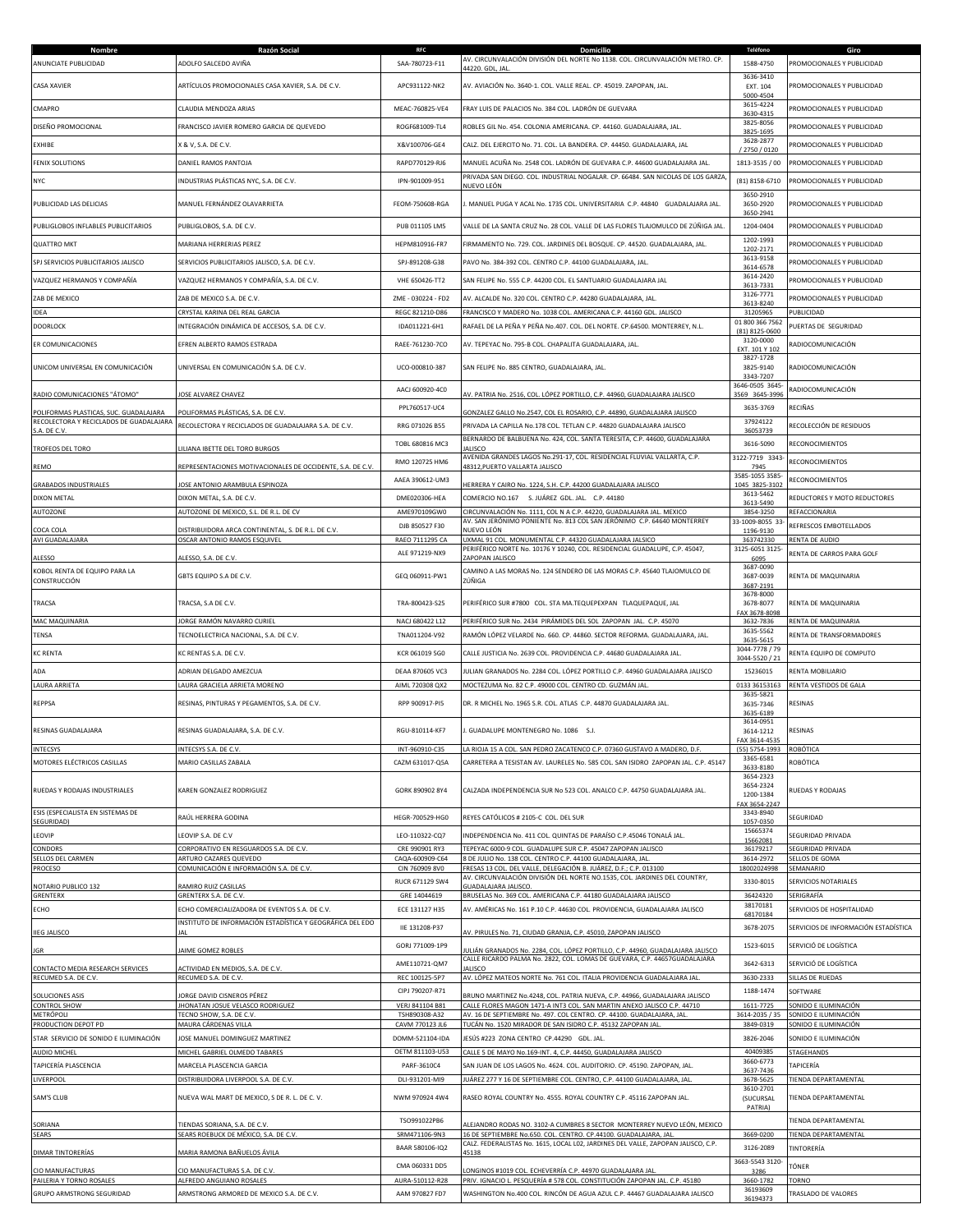| Nombre | Razón Social | RFC | Domicilio | Teléfono | Giro |
|---|---|---|---|---|---|
| ANUNCIATE PUBLICIDAD | ADOLFO SALCEDO AVIÑA | SAA-780723-F11 | AV. CIRCUNVALACIÓN DIVISIÓN DEL NORTE No 1138. COL. CIRCUNVALACIÓN METRO. CP. 44220. GDL, JAL. | 1588-4750 | PROMOCIONALES Y PUBLICIDAD |
| CASA XAVIER | ARTÍCULOS PROMOCIONALES CASA XAVIER, S.A. DE C.V. | APC931122-NK2 | AV. AVIACIÓN No. 3640-1. COL. VALLE REAL. CP. 45019. ZAPOPAN, JAL. | 3636-3410 EXT. 104 5000-4504 | PROMOCIONALES Y PUBLICIDAD |
| CMAPRO | CLAUDIA MENDOZA ARIAS | MEAC-760825-VE4 | FRAY LUIS DE PALACIOS No. 384 COL. LADRÓN DE GUEVARA | 3615-4224 3630-4315 | PROMOCIONALES Y PUBLICIDAD |
| DISEÑO PROMOCIONAL | FRANCISCO JAVIER ROMERO GARCIA DE QUEVEDO | ROGF681009-TL4 | ROBLES GIL No. 454. COLONIA AMERICANA. CP. 44160. GUADALAJARA, JAL. | 3825-8056 3825-1695 | PROMOCIONALES Y PUBLICIDAD |
| EXHIBE | X & V, S.A. DE C.V. | X&V100706-GE4 | CALZ. DEL EJERCITO No. 71. COL. LA BANDERA. CP. 44450. GUADALAJARA, JAL | 3628-2877 / 2750 / 0120 | PROMOCIONALES Y PUBLICIDAD |
| FENIX SOLUTIONS | DANIEL RAMOS PANTOJA | RAPD770129-RJ6 | MANUEL ACUÑA No. 2548 COL. LADRÓN DE GUEVARA C.P. 44600 GUADALAJARA JAL. | 1813-3535 / 00 | PROMOCIONALES Y PUBLICIDAD |
| NYC | INDUSTRIAS PLÁSTICAS NYC, S.A. DE C.V. | IPN-901009-9S1 | PRIVADA SAN DIEGO. COL. INDUSTRIAL NOGALAR. CP. 66484. SAN NICOLAS DE LOS GARZA, NUEVO LEÓN | (81) 8158-6710 | PROMOCIONALES Y PUBLICIDAD |
| PUBLICIDAD LAS DELICIAS | MANUEL FERNÁNDEZ OLAVARRIETA | FEOM-750608-RGA | J. MANUEL PUGA Y ACAL No. 1735 COL. UNIVERSITARIA C.P. 44840 GUADALAJARA JAL. | 3650-2910 3650-2920 3650-2941 | PROMOCIONALES Y PUBLICIDAD |
| PUBLIGLOBOS INFLABLES PUBLICITARIOS | PUBLIGLOBOS, S.A. DE C.V. | PUB 011105 LM5 | VALLE DE LA SANTA CRUZ No. 28 COL. VALLE DE LAS FLORES TLAJOMULCO DE ZÚÑIGA JAL. | 1204-0404 | PROMOCIONALES Y PUBLICIDAD |
| QUATTRO MKT | MARIANA HERRERIAS PEREZ | HEPM810916-FR7 | FIRMAMENTO No. 729. COL. JARDINES DEL BOSQUE. CP. 44520. GUADALAJARA, JAL. | 1202-1993 1202-2171 | PROMOCIONALES Y PUBLICIDAD |
| SPJ SERVICIOS PUBLICITARIOS JALISCO | SERVICIOS PUBLICITARIOS JALISCO, S.A. DE C.V. | SPJ-891208-G38 | PAVO No. 384-392 COL. CENTRO C.P. 44100 GUADALAJARA, JAL. | 3613-9158 3614-6578 | PROMOCIONALES Y PUBLICIDAD |
| VAZQUEZ HERMANOS Y COMPAÑÍA | VAZQUEZ HERMANOS Y COMPAÑÍA, S.A. DE C.V. | VHE 650426-TT2 | SAN FELIPE No. 555 C.P. 44200 COL. EL SANTUARIO GUADALAJARA JAL | 3614-2420 3613-7331 | PROMOCIONALES Y PUBLICIDAD |
| ZAB DE MEXICO | ZAB DE MEXICO S.A. DE C.V. | ZME - 030224 - FD2 | AV. ALCALDE No. 320 COL. CENTRO C.P. 44280 GUADALAJARA, JAL. | 3126-7771 3613-8240 | PROMOCIONALES Y PUBLICIDAD |
| IDEA | CRYSTAL KARINA DEL REAL GARCIA | REGC 821210-D86 | FRANCISCO Y MADERO No. 1038 COL. AMERICANA C.P. 44160 GDL. JALISCO | 31205965 | PUBLICIDAD |
| DOORLOCK | INTEGRACIÓN DINÁMICA DE ACCESOS, S.A. DE C.V. | IDA011221-6H1 | RAFAEL DE LA PEÑA Y PEÑA No.407. COL. DEL NORTE. CP.64500. MONTERREY, N.L. | 01 800 366 7562 (81) 8125-0600 | PUERTAS DE SEGURIDAD |
| ER COMUNICACIONES | EFREN ALBERTO RAMOS ESTRADA | RAEE-761230-7CO | AV. TEPEYAC No. 795-B COL. CHAPALITA GUADALAJARA, JAL. | 3120-0000 EXT. 101 Y 102 | RADIOCOMUNICACIÓN |
| UNICOM UNIVERSAL EN COMUNICACIÓN | UNIVERSAL EN COMUNICACIÓN S.A. DE C.V. | UCO-000810-387 | SAN FELIPE No. 885 CENTRO, GUADALAJARA, JAL. | 3827-1728 3825-9140 3343-7207 | RADIOCOMUNICACIÓN |
| RADIO COMUNICACIONES "ÁTOMO" | JOSE ALVAREZ CHAVEZ | AACJ 600920-4C0 | AV. PATRIA No. 2516, COL. LÓPEZ PORTILLO, C.P. 44960, GUADALAJARA JALISCO | 3646-0505 3645-3569 3645-3996 | RADIOCOMUNICACIÓN |
| POLIFORMAS PLASTICAS, SUC. GUADALAJARA | POLIFORMAS PLÁSTICAS, S.A. DE C.V. | PPL760517-UC4 | GONZALEZ GALLO No.2547, COL EL ROSARIO, C.P. 44890, GUADALAJARA JALISCO | 3635-3769 | RECIÑAS |
| RECOLECTORA Y RECICLADOS DE GUADALAJARA S.A. DE C.V. | RECOLECTORA Y RECICLADOS DE GUADALAJARA S.A. DE C.V. | RRG 071026 BS5 | PRIVADA LA CAPILLA No.178 COL. TETLAN C.P. 44820 GUADALAJARA JALISCO | 37924122 36053739 | RECOLECCIÓN DE RESIDUOS |
| TROFEOS DEL TORO | LILIANA IBETTE DEL TORO BURGOS | TOBL 680816 MC3 | BERNARDO DE BALBUENA No. 424, COL. SANTA TERESITA, C.P. 44600, GUADALAJARA JALISCO | 3616-5090 | RECONOCIMIENTOS |
| REMO | REPRESENTACIONES MOTIVACIONALES DE OCCIDENTE, S.A. DE C.V. | RMO 120725 HM6 | AVENIDA GRANDES LAGOS No.291-17, COL. RESIDENCIAL FLUVIAL VALLARTA, C.P. 48312,PUERTO VALLARTA JALISCO | 3122-7719 3343-7945 | RECONOCIMIENTOS |
| GRABADOS INDUSTRIALES | JOSE ANTONIO ARAMBULA ESPINOZA | AAEA 390612-UM3 | HERRERA Y CAIRO No. 1224, S.H. C.P. 44200 GUADALAJARA JALISCO | 3585-1055 3585-1045 3825-3102 | RECONOCIMIENTOS |
| DIXON METAL | DIXON METAL, S.A. DE C.V. | DME020306-HEA | COMERCIO NO.167 S. JUÁREZ GDL. JAL. C.P. 44180 | 3613-5462 3613-5490 | REDUCTORES Y MOTO REDUCTORES |
| AUTOZONE | AUTOZONE DE MEXICO, S.L. DE R.L. DE CV | AME970109GW0 | CIRCUNVALACIÓN No. 1111, COL N A C.P. 44220, GUADALAJARA JAL. MEXICO | 3854-3250 | REFACCIONARIA |
| COCA COLA | DISTRIBUIDORA ARCA CONTINENTAL, S. DE R.L. DE C.V. | DJB 850527 F30 | AV. SAN JERÓNIMO PONIENTE No. 813 COL SAN JERÓNIMO C.P. 64640 MONTERREY NUEVO LEÓN | 33-1009-8055 33-1196-9130 | REFRESCOS EMBOTELLADOS |
| AVI GUADALAJARA | OSCAR ANTONIO RAMOS ESQUIVEL | RAEO 7111295 CA | UXMAL 91 COL. MONUMENTAL C.P. 44320 GUADALAJARA JALISCO | 363742330 | RENTA DE AUDIO |
| ALESSO | ALESSO, S.A. DE C.V. | ALE 971219-NX9 | PERIFÉRICO NORTE No. 10176 Y 10240, COL. RESIDENCIAL GUADALUPE, C.P. 45047, ZAPOPAN JALISCO | 3125-6051 3125-6095 | RENTA DE CARROS PARA GOLF |
| KOBOL RENTA DE EQUIPO PARA LA CONSTRUCCIÓN | GBTS EQUIPO S.A DE C.V. | GEQ 060911-PW1 | CAMINO A LAS MORAS No. 124 SENDERO DE LAS MORAS C.P. 45640 TLAJOMULCO DE ZÚÑIGA | 3687-0090 3687-0039 3687-2191 | RENTA DE MAQUINARIA |
| TRACSA | TRACSA, S.A DE C.V. | TRA-800423-S25 | PERIFÉRICO SUR #7800 COL. STA MA.TEQUEPEXPAN TLAQUEPAQUE, JAL | 3678-8000 3678-8077 FAX 3678-8098 | RENTA DE MAQUINARIA |
| MAC MAQUINARIA | JORGE RAMÓN NAVARRO CURIEL | NACJ 680422 L12 | PERIFÉRICO SUR No. 2434 PIRÁMIDES DEL SOL ZAPOPAN JAL. C.P. 45070 | 3632-7836 | RENTA DE MAQUINARIA |
| TENSA | TECNOELECTRICA NACIONAL, S.A. DE C.V. | TNA011204-V92 | RAMÓN LÓPEZ VELARDE No. 660. CP. 44860. SECTOR REFORMA. GUADALAJARA, JAL. | 3635-5562 3635-5615 | RENTA DE TRANSFORMADORES |
| KC RENTA | KC RENTAS S.A. DE C.V. | KCR 061019 5G0 | CALLE JUSTICIA No. 2639 COL. PROVIDENCIA C.P. 44680 GUADALAJARA JAL. | 3044-7778 / 79 3044-5520 / 21 | RENTA EQUIPO DE COMPUTO |
| ADA | ADRIAN DELGADO AMEZCUA | DEAA 870605 VC3 | JULIAN GRANADOS No. 2284 COL. LÓPEZ PORTILLO C.P. 44960 GUADALAJARA JALISCO | 15236015 | RENTA MOBILIARIO |
| LAURA ARRIETA | LAURA GRACIELA ARRIETA MORENO | AIML 720308 QX2 | MOCTEZUMA No. 82 C.P. 49000 COL. CENTRO CD. GUZMÁN JAL. | 0133 36153163 | RENTA VESTIDOS DE GALA |
| REPPSA | RESINAS, PINTURAS Y PEGAMENTOS, S.A. DE C.V. | RPP 900917-PI5 | DR. R MICHEL No. 1965 S.R. COL. ATLAS C.P. 44870 GUADALAJARA JAL. | 3635-5821 3635-7346 3635-6189 | RESINAS |
| RESINAS GUADALAJARA | RESINAS GUADALAJARA, S.A. DE C.V. | RGU-810114-KF7 | J. GUADALUPE MONTENEGRO No. 1086 S.J. | 3614-0951 3614-1212 FAX 3614-4535 | RESINAS |
| INTECSYS | INTECSYS S.A. DE C.V. | INT-960910-C35 | LA RIOJA 15 A COL. SAN PEDRO ZACATENCO C.P. 07360 GUSTAVO A MADERO, D.F. | (55) 5754-1993 | ROBÓTICA |
| MOTORES ELÉCTRICOS CASILLAS | MARIO CASILLAS ZABALA | CAZM 631017-Q5A | CARRETERA A TESISTAN AV. LAURELES No. 585 COL. SAN ISIDRO ZAPOPAN JAL. C.P. 45147 | 3365-6581 3633-8180 | ROBÓTICA |
| RUEDAS Y RODAJAS INDUSTRIALES | KAREN GONZALEZ RODRIGUEZ | GORK 890902 8Y4 | CALZADA INDEPENDENCIA SUR No 523 COL. ANALCO C.P. 44750 GUADALAJARA JAL. | 3654-2323 3654-2324 1200-1384 FAX 3654-2247 | RUEDAS Y RODAJAS |
| ESIS (ESPECIALISTA EN SISTEMAS DE SEGURIDAD) | RAÚL HERRERA GODINA | HEGR-700529-HG0 | REYES CATÓLICOS # 2105-C COL. DEL SUR | 3343-8940 1057-0350 | SEGURIDAD |
| LEOVIP | LEOVIP S.A. DE C.V | LEO-110322-CQ7 | INDEPENDENCIA No. 411 COL. QUINTAS DE PARAÍSO C.P.45046 TONALÁ JAL. | 15665374 15662081 | SEGURIDAD PRIVADA |
| CONDORS | CORPORATIVO EN RESGUARDOS S.A. DE C.V. | CRE 990901 RY3 | TEPEYAC 6000-9 COL. GUADALUPE SUR C.P. 45047 ZAPOPAN JALISCO | 36179217 | SEGURIDAD PRIVADA |
| SELLOS DEL CARMEN | ARTURO CAZARES QUEVEDO | CAQA-600909-C64 | 8 DE JULIO No. 138 COL. CENTRO C.P. 44100 GUADALAJARA, JAL. | 3614-2972 | SELLOS DE GOMA |
| PROCESO | COMUNICACIÓN E INFORMACIÓN S.A. DE C.V. | CIN 760909 8V0 | FRESAS 13 COL. DEL VALLE, DELEGACIÓN B. JUÁREZ, D.F.; C.P. 013100 | 18002024998 | SEMANARIO |
| NOTARIO PUBLICO 132 | RAMIRO RUIZ CASILLAS | RUCR 671129 SW4 | AV. CIRCUNVALACIÓN DIVISIÓN DEL NORTE NO.1535, COL. JARDINES DEL COUNTRY, GUADALAJARA JALISCO. | 3330-8015 | SERVICIOS NOTARIALES |
| GRENTERX | GRENTERX S.A. DE C.V. | GRE 14044619 | BRUSELAS No. 369 COL. AMERICANA C.P. 44180 GUADALAJARA JALISCO | 36424320 | SERIGRAFÍA |
| ECHO | ECHO COMERCIALIZADORA DE EVENTOS S.A. DE C.V. | ECE 131127 H35 | AV. AMÉRICAS No. 161 P.10 C.P. 44630 COL. PROVIDENCIA, GUADALAJARA JALISCO | 38170181 68170184 | SERVICIOS DE HOSPITALIDAD |
| IIEG JALISCO | INSTITUTO DE INFORMACIÓN ESTADÍSTICA Y GEOGRÁFICA DEL EDO JAL | IIE 131208-P37 | AV. PIRULES No. 71, CIUDAD GRANJA, C.P. 45010, ZAPOPAN JALISCO | 3678-2075 | SERVICIOS DE INFORMACIÓN ESTADÍSTICA |
| JGR | JAIME GOMEZ ROBLES | GORJ 771009-1P9 | JULIÁN GRANADOS No. 2284, COL. LÓPEZ PORTILLO, C.P. 44960, GUADALAJARA JALISCO | 1523-6015 | SERVICIÓ DE LOGÍSTICA |
| CONTACTO MEDIA RESEARCH SERVICES | ACTIVIDAD EN MEDIOS, S.A. DE C.V. | AME110721-QM7 | CALLE RICARDO PALMA No. 2822, COL. LOMAS DE GUEVARA, C.P. 44657GUADALAJARA JALISCO | 3642-6313 | SERVICIÓ DE LOGÍSTICA |
| RECUMED S.A. DE C.V. | RECUMED S.A. DE C.V. | REC 100125-5P7 | AV. LÓPEZ MATEOS NORTE No. 761 COL. ITALIA PROVIDENCIA GUADALAJARA JAL. | 3630-2333 | SILLAS DE RUEDAS |
| SOLUCIONES ASIS | JORGE DAVID CISNEROS PÉREZ | CIPJ 790207-R71 | BRUNO MARTINEZ No.4248, COL. PATRIA NUEVA, C.P. 44966, GUADALAJARA JALISCO | 1188-1474 | SOFTWARE |
| CONTROL SHOW | JHONATAN JOSUE VELASCO RODRIGUEZ | VERJ 841104 B81 | CALLE FLORES MAGON 1471-A INT3 COL. SAN MARTIN ANEXO JALISCO C.P. 44710 | 1611-7725 | SONIDO E ILUMINACIÓN |
| METRÓPOLI | TECNO SHOW, S.A. DE C.V. | TSH890308-A32 | AV. 16 DE SEPTIEMBRE No. 497. COL CENTRO. CP. 44100. GUADALAJARA, JAL. | 3614-2035 / 35 | SONIDO E ILUMINACIÓN |
| PRODUCTION DEPOT PD | MAURA CÁRDENAS VILLA | CAVM 770123 JL6 | TUCÁN No. 1520 MIRADOR DE SAN ISIDRO C.P. 45132 ZAPOPAN JAL. | 3849-0319 | SONIDO E ILUMINACIÓN |
| STAR SERVICIO DE SONIDO E ILUMINACIÓN | JOSE MANUEL DOMINGUEZ MARTINEZ | DOMM-521104-IDA | JESÚS #223 ZONA CENTRO CP.44290 GDL. JAL. | 3826-2046 | SONIDO E ILUMINACIÓN |
| AUDIO MICHEL | MICHEL GABRIEL OLMEDO TABARES | OETM 811103-U53 | CALLE 5 DE MAYO No.169-INT. 4, C.P. 44450, GUADALAJARA JALISCO | 40409385 | STAGEHANDS |
| TAPICERÍA PLASCENCIA | MARCELA PLASCENCIA GARCIA | PARF-3610C4 | SAN JUAN DE LOS LAGOS No. 4624. COL. AUDITORIO. CP. 45190. ZAPOPAN, JAL. | 3660-6773 3637-7436 | TAPICERÍA |
| LIVERPOOL | DISTRIBUIDORA LIVERPOOL S.A. DE C.V. | DLI-931201-MI9 | JUÁREZ 277 Y 16 DE SEPTIEMBRE COL. CENTRO, C.P. 44100 GUADALAJARA, JAL. | 3678-5625 | TIENDA DEPARTAMENTAL |
| SAM'S CLUB | NUEVA WAL MART DE MEXICO, S DE R. L. DE C. V. | NWM 970924 4W4 | RASEO ROYAL COUNTRY No. 4555. ROYAL COUNTRY C.P. 45116 ZAPOPAN JAL. | 3610-2701 (SUCURSAL PATRIA) | TIENDA DEPARTAMENTAL |
| SORIANA | TIENDAS SORIANA, S.A. DE C.V. | TSO991022PB6 | ALEJANDRO RODAS NO. 3102-A CUMBRES 8 SECTOR MONTERREY NUEVO LEÓN, MEXICO | | TIENDA DEPARTAMENTAL |
| SEARS | SEARS ROEBUCK DE MÉXICO, S.A. DE C.V. | SRM471106-9N3 | 16 DE SEPTIEMBRE No.650. COL. CENTRO. CP.44100. GUADALAJARA, JAL. | 3669-0200 | TIENDA DEPARTAMENTAL |
| DIMAR TINTORERÍAS | MARIA RAMONA BAÑUELOS ÁVILA | BAAR 580106-IQ2 | CALZ. FEDERALISTAS No. 1615, LOCAL L02, JARDINES DEL VALLE, ZAPOPAN JALISCO, C.P. 45138 | 3126-2089 | TINTORERÍA |
| CIO MANUFACTURAS | CIO MANUFACTURAS S.A. DE C.V. | CMA 060331 DD5 | LONGINOS #1019 COL. ECHEVERRÍA C.P. 44970 GUADALAJARA JAL. | 3663-5543 3120-3286 | TÓNER |
| PAILERIA Y TORNO ROSALES | ALFREDO ANGUIANO ROSALES | AURA-510112-R28 | PRIV. IGNACIO L. PESQUERÍA # 578 COL. CONSTITUCIÓN ZAPOPAN JAL. C.P. 45180 | 3660-1782 | TORNO |
| GRUPO ARMSTRONG SEGURIDAD | ARMSTRONG ARMORED DE MEXICO S.A. DE C.V. | AAM 970827 FD7 | WASHINGTON No.400 COL. RINCÓN DE AGUA AZUL C.P. 44467 GUADALAJARA JALISCO | 36193609 36194373 | TRASLADO DE VALORES |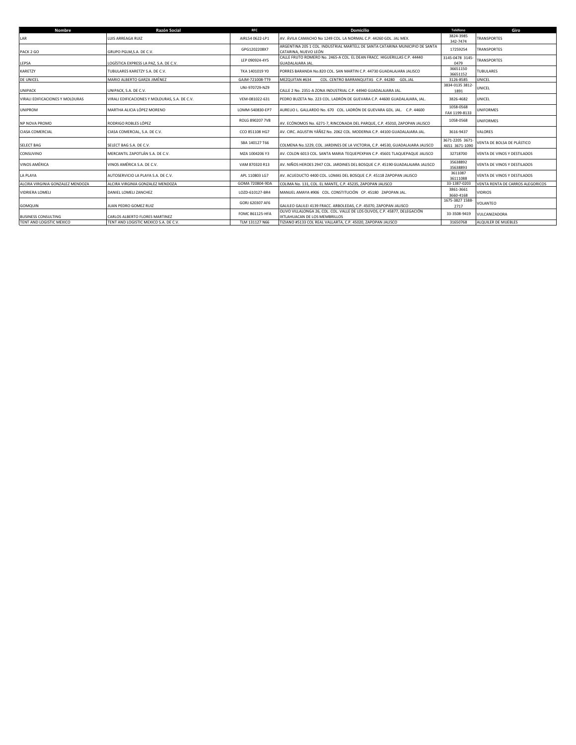| Nombre | Razón Social | RFC | Domicilio | Teléfono | Giro |
| --- | --- | --- | --- | --- | --- |
| LAR | LUIS ARREAGA RUIZ | AIRL54 0622-LP1 | AV. ÁVILA CAMACHO No 1249 COL. LA NORMAL C.P. 44260 GDL. JAL MEX. | 3824-3985 342-7474 | TRANSPORTES |
| PACK 2 GO | GRUPO PGLM,S.A. DE C.V. | GPG1202208X7 | ARGENTINA 205 1 COL. INDUSTRIAL MARTELL DE SANTA CATARINA MUNICIPIO DE SANTA CATARINA, NUEVO LEÓN | 17259254 | TRANSPORTES |
| LEPSA | LOGÍSTICA EXPRESS LA PAZ, S.A. DE C.V. | LEP 090924-4Y5 | CALLE FRUTO ROMERO No. 2465-A COL. EL DEAN FRACC. HIGUERILLAS C.P. 44440 GUADALAJARA JAL. | 3145-0478 3145-0479 | TRANSPORTES |
| KARETZY | TUBULARES KARETZY S.A. DE C.V. | TKA 1401019 Y0 | PORRES BARANDA No.820 COL. SAN MARTIN C.P. 44730 GUADALAJARA JALISCO | 36651150 36651152 | TUBULARES |
| DE UNICEL | MARIO ALBERTO GARZA JIMÉNEZ | GAJM-721008-TT9 | MEZQUITAN #634 COL. CENTRO BARRANQUITAS C.P. 44280 GDL.JAL | 3126-8585 | UNICEL |
| UNIPACK | UNIPACK, S.A. DE C.V. | UNI-970729-NZ9 | CALLE 2 No. 2351-A ZONA INDUSTRIAL C.P. 44940 GUADALAJARA JAL. | 3834-0135 3812-1891 | UNICEL |
| VIRALI EDIFICACIONES Y MOLDURAS | VIRALI EDIFICACIONES Y MOLDURAS, S.A. DE C.V. | VEM-081022-631 | PEDRO BUZETA No. 223 COL. LADRÓN DE GUEVARA C.P. 44600 GUADALAJARA, JAL. | 3826-4682 | UNICEL |
| UNIPROM | MARTHA ALICIA LÓPEZ MORENO | LOMM-540830-EP7 | AURELIO L. GALLARDO No. 670 COL. LADRÓN DE GUEVARA GDL. JAL. C.P. 44600 | 1058-0568 FAX 1199-8133 | UNIFORMES |
| NP NOVA PROMO | RODRIGO ROBLES LÓPEZ | ROLG 890207 7V8 | AV. ECÓNOMOS No. 6271-7, RINCONADA DEL PARQUE, C.P. 45010, ZAPOPAN JALISCO | 1058-0568 | UNIFORMES |
| CIASA COMERCIAL | CIASA COMERCIAL, S.A. DE C.V. | CCO 851108 HG7 | AV. CIRC. AGUSTIN YÁÑEZ No. 2062 COL. MODERNA C.P. 44100 GUADALAJARA JAL. | 3616-9437 | VALORES |
| SELECT BAG | SELECT BAG S.A. DE C.V. | SBA 140127 T66 | COLMENA No.1229, COL. JARDINES DE LA VICTORIA, C.P. 44530, GUADALAJARA JALISCO | 3671-2205 3671-4651 3671-1090 | VENTA DE BOLSA DE PLÁSTICO |
| CONSUVINO | MERCANTIL ZAPOTLÁN S.A. DE C.V. | MZA 1004206 Y3 | AV. COLON 6013 COL. SANTA MARIA TEQUEPEXPAN C.P. 45601 TLAQUEPAQUE JALISCO | 32718700 | VENTA DE VINOS Y DESTILADOS |
| VINOS AMÉRICA | VINOS AMÉRICA S.A. DE C.V. | VAM 870320 R13 | AV. NIÑOS HEROES 2947 COL. JARDINES DEL BOSQUE C.P. 45190 GUADALAJARA JALISCO | 35638892 35638893 | VENTA DE VINOS Y DESTILADOS |
| LA PLAYA | AUTOSERVICIO LA PLAYA S.A. DE C.V. | APL 110803 LG7 | AV. ACUEDUCTO 4400 COL. LOMAS DEL BOSQUE C.P. 45118 ZAPOPAN JALISCO | 3611087 36111088 | VENTA DE VINOS Y DESTILADOS |
| ALCIRA VIRGINIA GONZALEZ MENDOZA | ALCIRA VIRGINIA GONZALEZ MENDOZA | GOMA 720804-9DA | COLIMA No. 131, COL. EL MANTE, C.P. 45235, ZAPOPAN JALISCO | 33-1387-0203 | VENTA RENTA DE CARROS ALEGORICOS |
| VIDRIERA LOMELI | DANIEL LOMELI ZANCHEZ | LOZD-610127-BR4 | MANUEL AMAYA #906 COL. CONSTITUCIÓN CP. 45180 ZAPOPAN JAL. | 3861-3661 3660-4168 | VIDRIOS |
| GOMQUIN | JUAN PEDRO GOMEZ RUIZ | GORJ 620307 AF6 | GALILEO GALILEI 4139 FRACC. ARBOLEDAS, C.P. 45070, ZAPOPAN JALISCO | 1675-3827 1588-2717 | VOLANTEO |
| BUSINESS CONSULTING | CARLOS ALBERTO FLORES MARTINEZ | FOMC 861125-HFA | OLIVO VILLALONGA 26, COL. COL. VALLE DE LOS OLIVOS, C.P. 45877, DELEGACIÓN IXTLAHUACAN DE LOS MEMBRILLOS | 33-3508-9419 | VULCANIZADORA |
| TENT AND LOGISTIC MEXICO | TENT AND LOGISTIC MEXICO S.A. DE C.V. | TLM 131127 N66 | TIZIANO #5133 COL REAL VALLARTA, C.P. 45020, ZAPOPAN JALISCO | 31650768 | ALQUILER DE MUEBLES |